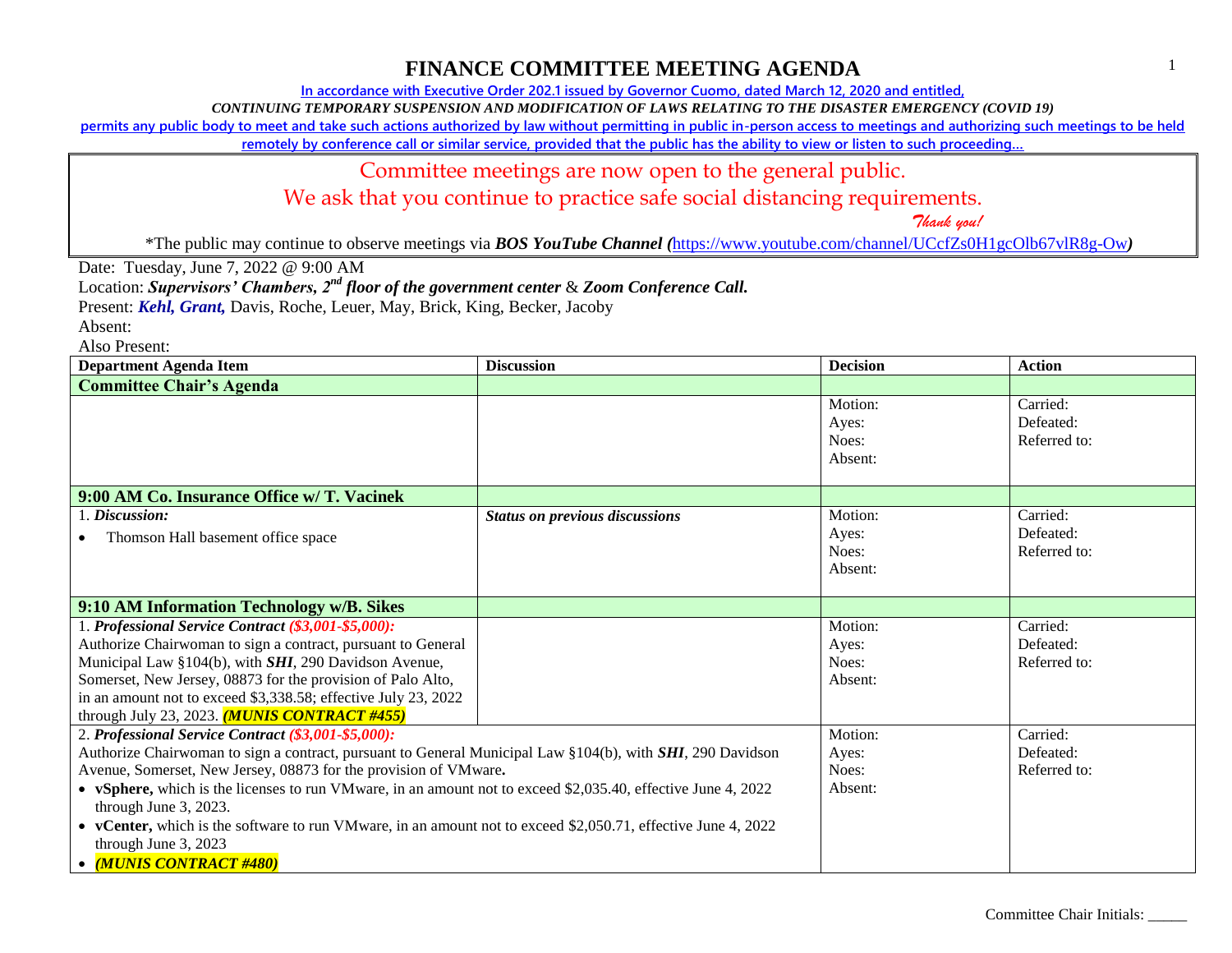# FINANCE COMMITTEE MEETING AGENDA

In accordance with Executive Order 202.1 issued by Governor Cuomo, dated March 12, 2020 and entitled,

*CONTINUING TEMPORARY SUSPENSION AND MODIFICATION OF LAWS RELATING TO THE DISASTER EMERGENCY (COVID 19)*

permits any public body to meet and take such actions authorized by law without permitting in public in-person access to meetings and authorizing such meetings to be held remotely by conference call or similar service, provided that the public has the ability to view or listen to such proceeding…

Committee meetings are now open to the general public.
We ask that you continue to practice safe social distancing requirements.
*Thank you!*

*The public may continue to observe meetings via ***BOS YouTube Channel (***https://www.youtube.com/channel/UCcfZs0H1gcOlb67vlR8g-Ow***)***

Date: Tuesday, June 7, 2022 @ 9:00 AM

Location: ***Supervisors' Chambers, 2nd floor of the government center*** & ***Zoom Conference Call.***

Present: ***Kehl, Grant,*** Davis, Roche, Leuer, May, Brick, King, Becker, Jacoby

Absent:

Also Present:

| Department Agenda Item | Discussion | Decision | Action |
|---|---|---|---|
| **Committee Chair's Agenda** | | | |
| | | Motion:<br>Ayes:<br>Noes:<br>Absent: | Carried:<br>Defeated:<br>Referred to: |
| **9:00 AM Co. Insurance Office w/ T. Vacinek** | | | |
| 1. ***Discussion:***<br>• Thomson Hall basement office space | ***Status on previous discussions*** | Motion:<br>Ayes:<br>Noes:<br>Absent: | Carried:<br>Defeated:<br>Referred to: |
| **9:10 AM Information Technology w/B. Sikes** | | | |
| 1. ***Professional Service Contract (\$3,001-\$5,000):***<br>Authorize Chairwoman to sign a contract, pursuant to General Municipal Law §104(b), with ***SHI***, 290 Davidson Avenue, Somerset, New Jersey, 08873 for the provision of Palo Alto, in an amount not to exceed \$3,338.58; effective July 23, 2022 through July 23, 2023. ***(MUNIS CONTRACT #455)*** | | Motion:<br>Ayes:<br>Noes:<br>Absent: | Carried:<br>Defeated:<br>Referred to: |
| 2. ***Professional Service Contract (\$3,001-\$5,000):***<br>Authorize Chairwoman to sign a contract, pursuant to General Municipal Law §104(b), with ***SHI***, 290 Davidson Avenue, Somerset, New Jersey, 08873 for the provision of VMware.<br>• **vSphere,** which is the licenses to run VMware, in an amount not to exceed \$2,035.40, effective June 4, 2022 through June 3, 2023.<br>• **vCenter,** which is the software to run VMware, in an amount not to exceed \$2,050.71, effective June 4, 2022 through June 3, 2023<br>• ***(MUNIS CONTRACT #480)*** | | Motion:<br>Ayes:<br>Noes:<br>Absent: | Carried:<br>Defeated:<br>Referred to: |

Committee Chair Initials: _____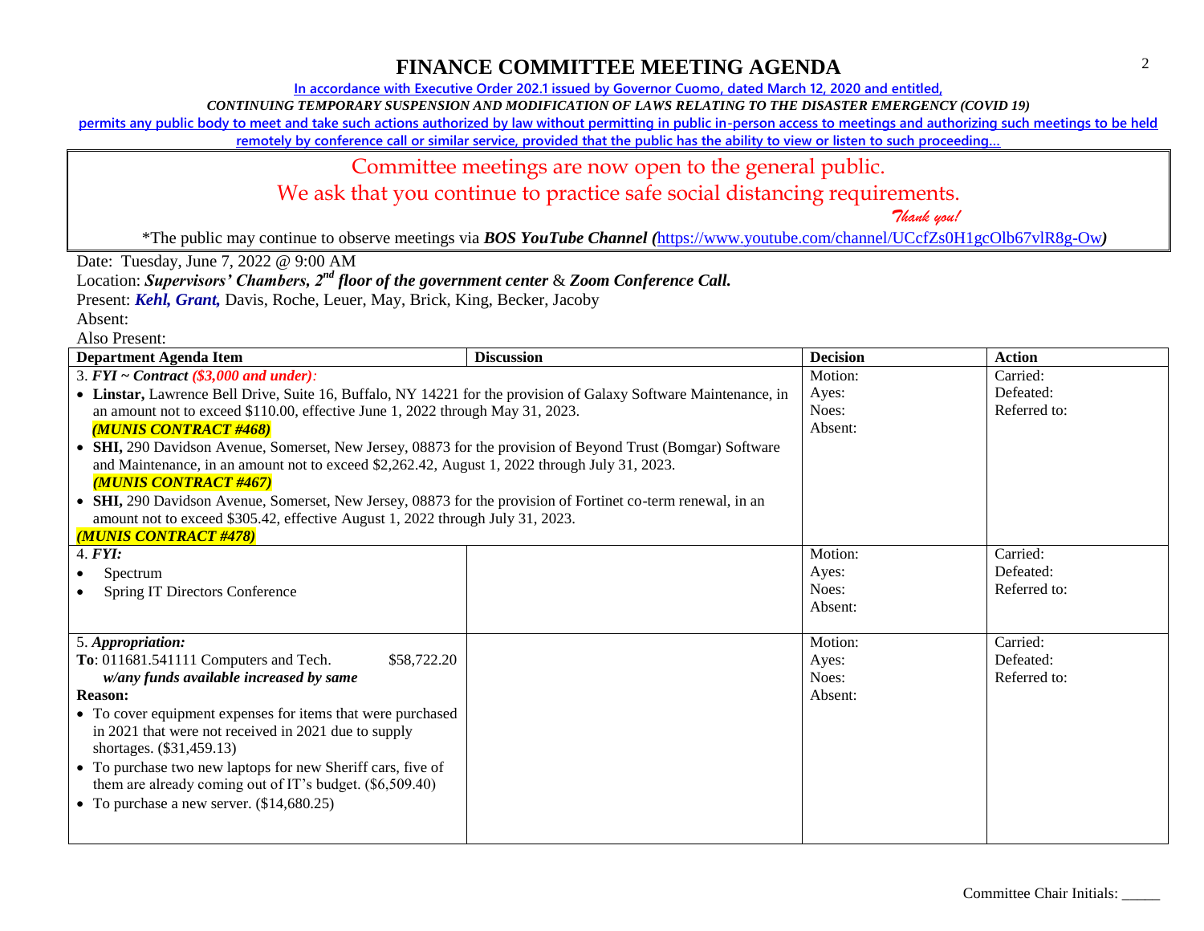# FINANCE COMMITTEE MEETING AGENDA

In accordance with Executive Order 202.1 issued by Governor Cuomo, dated March 12, 2020 and entitled,

*CONTINUING TEMPORARY SUSPENSION AND MODIFICATION OF LAWS RELATING TO THE DISASTER EMERGENCY (COVID 19)*

permits any public body to meet and take such actions authorized by law without permitting in public in-person access to meetings and authorizing such meetings to be held remotely by conference call or similar service, provided that the public has the ability to view or listen to such proceeding…

Committee meetings are now open to the general public.

We ask that you continue to practice safe social distancing requirements.

*Thank you!*

*The public may continue to observe meetings via ***BOS YouTube Channel*** *(https://www.youtube.com/channel/UCcfZs0H1gcOlb67vlR8g-Ow)*

Date: Tuesday, June 7, 2022 @ 9:00 AM

Location: ***Supervisors' Chambers, 2nd floor of the government center*** & ***Zoom Conference Call.***

Present: ***Kehl, Grant,*** Davis, Roche, Leuer, May, Brick, King, Becker, Jacoby

Absent:

Also Present:

| Department Agenda Item | Discussion | Decision | Action |
|---|---|---|---|
| 3. ***FYI ~ Contract (\$3,000 and under):***<br>• **Linstar,** Lawrence Bell Drive, Suite 16, Buffalo, NY 14221 for the provision of Galaxy Software Maintenance, in an amount not to exceed \$110.00, effective June 1, 2022 through May 31, 2023. ***(MUNIS CONTRACT #468)***<br>• **SHI,** 290 Davidson Avenue, Somerset, New Jersey, 08873 for the provision of Beyond Trust (Bomgar) Software and Maintenance, in an amount not to exceed \$2,262.42, August 1, 2022 through July 31, 2023. ***(MUNIS CONTRACT #467)***<br>• **SHI,** 290 Davidson Avenue, Somerset, New Jersey, 08873 for the provision of Fortinet co-term renewal, in an amount not to exceed \$305.42, effective August 1, 2022 through July 31, 2023. ***(MUNIS CONTRACT #478)*** | | Motion:<br>Ayes:<br>Noes:<br>Absent: | Carried:<br>Defeated:<br>Referred to: |
| 4. ***FYI:***<br>• Spectrum<br>• Spring IT Directors Conference | | Motion:<br>Ayes:<br>Noes:<br>Absent: | Carried:<br>Defeated:<br>Referred to: |
| 5. ***Appropriation:***<br>**To**: 011681.541111 Computers and Tech. \$58,722.20<br>***w/any funds available increased by same***<br>**Reason:**<br>• To cover equipment expenses for items that were purchased in 2021 that were not received in 2021 due to supply shortages. (\$31,459.13)<br>• To purchase two new laptops for new Sheriff cars, five of them are already coming out of IT's budget. (\$6,509.40)<br>• To purchase a new server. (\$14,680.25) | | Motion:<br>Ayes:<br>Noes:<br>Absent: | Carried:<br>Defeated:<br>Referred to: |

Committee Chair Initials: _____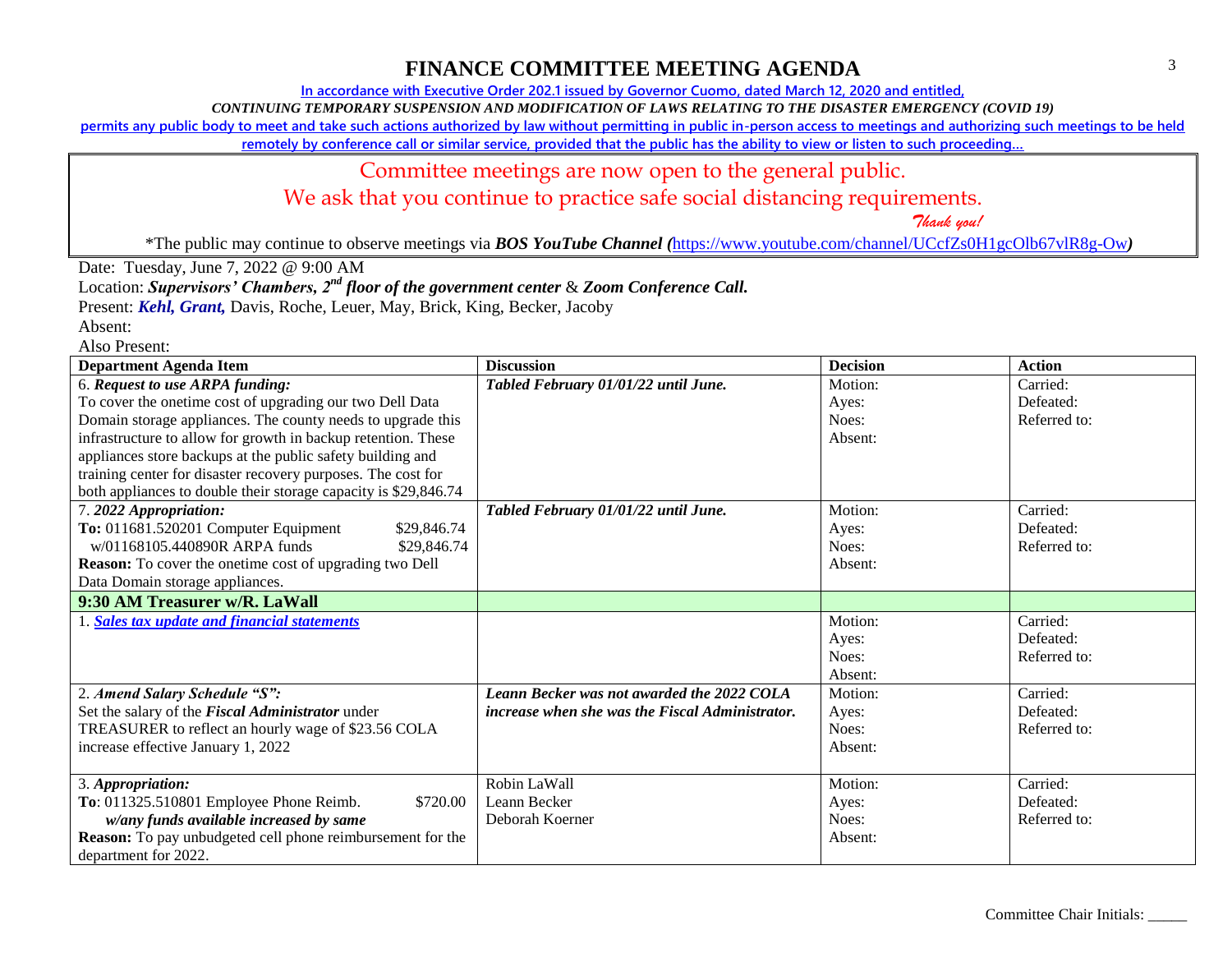# FINANCE COMMITTEE MEETING AGENDA

In accordance with Executive Order 202.1 issued by Governor Cuomo, dated March 12, 2020 and entitled,

*CONTINUING TEMPORARY SUSPENSION AND MODIFICATION OF LAWS RELATING TO THE DISASTER EMERGENCY (COVID 19)*

permits any public body to meet and take such actions authorized by law without permitting in public in-person access to meetings and authorizing such meetings to be held remotely by conference call or similar service, provided that the public has the ability to view or listen to such proceeding…

Committee meetings are now open to the general public.

We ask that you continue to practice safe social distancing requirements.

*Thank you!*

*The public may continue to observe meetings via ***BOS YouTube Channel (**https://www.youtube.com/channel/UCcfZs0H1gcOlb67vlR8g-Ow***)***

Date: Tuesday, June 7, 2022 @ 9:00 AM

Location: ***Supervisors' Chambers, 2nd floor of the government center*** & ***Zoom Conference Call.***

Present: ***Kehl, Grant,*** Davis, Roche, Leuer, May, Brick, King, Becker, Jacoby

Absent:

Also Present:

| Department Agenda Item | Discussion | Decision | Action |
|---|---|---|---|
| 6. ***Request to use ARPA funding:*** To cover the onetime cost of upgrading our two Dell Data Domain storage appliances. The county needs to upgrade this infrastructure to allow for growth in backup retention. These appliances store backups at the public safety building and training center for disaster recovery purposes. The cost for both appliances to double their storage capacity is $29,846.74 | ***Tabled February 01/01/22 until June.*** | Motion:<br>Ayes:<br>Noes:<br>Absent: | Carried:<br>Defeated:<br>Referred to: |
| 7. ***2022 Appropriation:***<br>**To:** 011681.520201 Computer Equipment $29,846.74<br>w/01168105.440890R ARPA funds $29,846.74<br>**Reason:** To cover the onetime cost of upgrading two Dell Data Domain storage appliances. | ***Tabled February 01/01/22 until June.*** | Motion:<br>Ayes:<br>Noes:<br>Absent: | Carried:<br>Defeated:<br>Referred to: |
| **9:30 AM Treasurer w/R. LaWall** | | | |
| 1. ***Sales tax update and financial statements*** | | Motion:<br>Ayes:<br>Noes:<br>Absent: | Carried:<br>Defeated:<br>Referred to: |
| 2. ***Amend Salary Schedule "S":***<br>Set the salary of the ***Fiscal Administrator*** under TREASURER to reflect an hourly wage of $23.56 COLA increase effective January 1, 2022 | ***Leann Becker was not awarded the 2022 COLA increase when she was the Fiscal Administrator.*** | Motion:<br>Ayes:<br>Noes:<br>Absent: | Carried:<br>Defeated:<br>Referred to: |
| 3. ***Appropriation:***<br>**To**: 011325.510801 Employee Phone Reimb. $720.00<br>***w/any funds available increased by same***<br>**Reason:** To pay unbudgeted cell phone reimbursement for the department for 2022. | Robin LaWall<br>Leann Becker<br>Deborah Koerner | Motion:<br>Ayes:<br>Noes:<br>Absent: | Carried:<br>Defeated:<br>Referred to: |

Committee Chair Initials: _____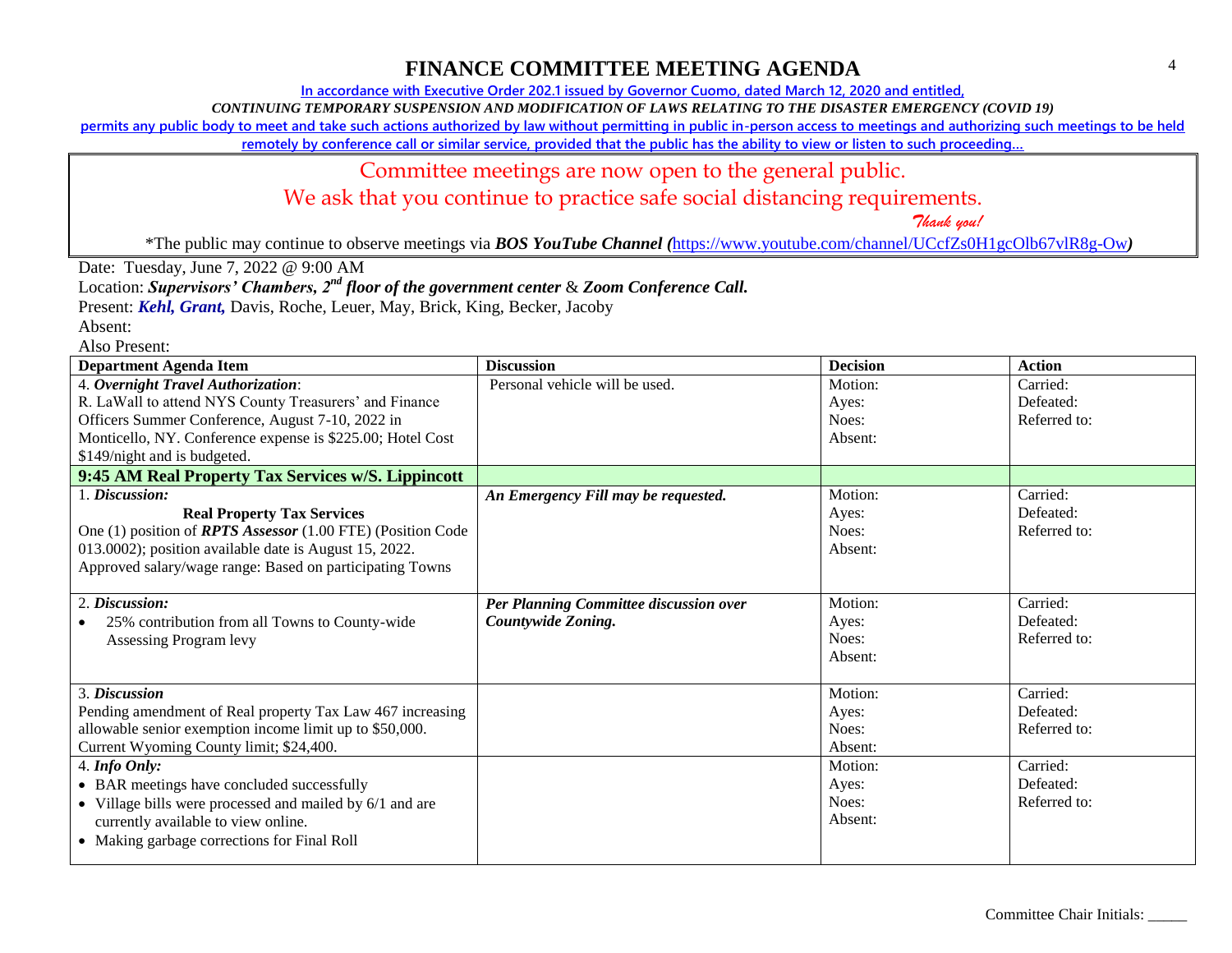# FINANCE COMMITTEE MEETING AGENDA

In accordance with Executive Order 202.1 issued by Governor Cuomo, dated March 12, 2020 and entitled,

*CONTINUING TEMPORARY SUSPENSION AND MODIFICATION OF LAWS RELATING TO THE DISASTER EMERGENCY (COVID 19)*

permits any public body to meet and take such actions authorized by law without permitting in public in-person access to meetings and authorizing such meetings to be held remotely by conference call or similar service, provided that the public has the ability to view or listen to such proceeding…

Committee meetings are now open to the general public.

We ask that you continue to practice safe social distancing requirements.

*Thank you!*

*The public may continue to observe meetings via ***BOS YouTube Channel*** *(*https://www.youtube.com/channel/UCcfZs0H1gcOlb67vlR8g-Ow*)*

Date: Tuesday, June 7, 2022 @ 9:00 AM

Location: ***Supervisors' Chambers, 2nd floor of the government center*** & ***Zoom Conference Call.***

Present: ***Kehl, Grant,*** Davis, Roche, Leuer, May, Brick, King, Becker, Jacoby

Absent:

Also Present:

| Department Agenda Item | Discussion | Decision | Action |
|---|---|---|---|
| 4. ***Overnight Travel Authorization***:<br>R. LaWall to attend NYS County Treasurers' and Finance Officers Summer Conference, August 7-10, 2022 in Monticello, NY. Conference expense is $225.00; Hotel Cost $149/night and is budgeted. | Personal vehicle will be used. | Motion:<br>Ayes:<br>Noes:<br>Absent: | Carried:<br>Defeated:<br>Referred to: |
| **9:45 AM Real Property Tax Services w/S. Lippincott** | | | |
| 1. ***Discussion:***<br>**Real Property Tax Services**<br>One (1) position of ***RPTS Assessor*** (1.00 FTE) (Position Code 013.0002); position available date is August 15, 2022.<br>Approved salary/wage range: Based on participating Towns | ***An Emergency Fill may be requested.*** | Motion:<br>Ayes:<br>Noes:<br>Absent: | Carried:<br>Defeated:<br>Referred to: |
| 2. ***Discussion:***<br>• 25% contribution from all Towns to County-wide Assessing Program levy | ***Per Planning Committee discussion over Countywide Zoning.*** | Motion:<br>Ayes:<br>Noes:<br>Absent: | Carried:<br>Defeated:<br>Referred to: |
| 3. ***Discussion***<br>Pending amendment of Real property Tax Law 467 increasing allowable senior exemption income limit up to $50,000.<br>Current Wyoming County limit; $24,400. | | Motion:<br>Ayes:<br>Noes:<br>Absent: | Carried:<br>Defeated:<br>Referred to: |
| 4. ***Info Only:***<br>• BAR meetings have concluded successfully<br>• Village bills were processed and mailed by 6/1 and are currently available to view online.<br>• Making garbage corrections for Final Roll | | Motion:<br>Ayes:<br>Noes:<br>Absent: | Carried:<br>Defeated:<br>Referred to: |

Committee Chair Initials: _____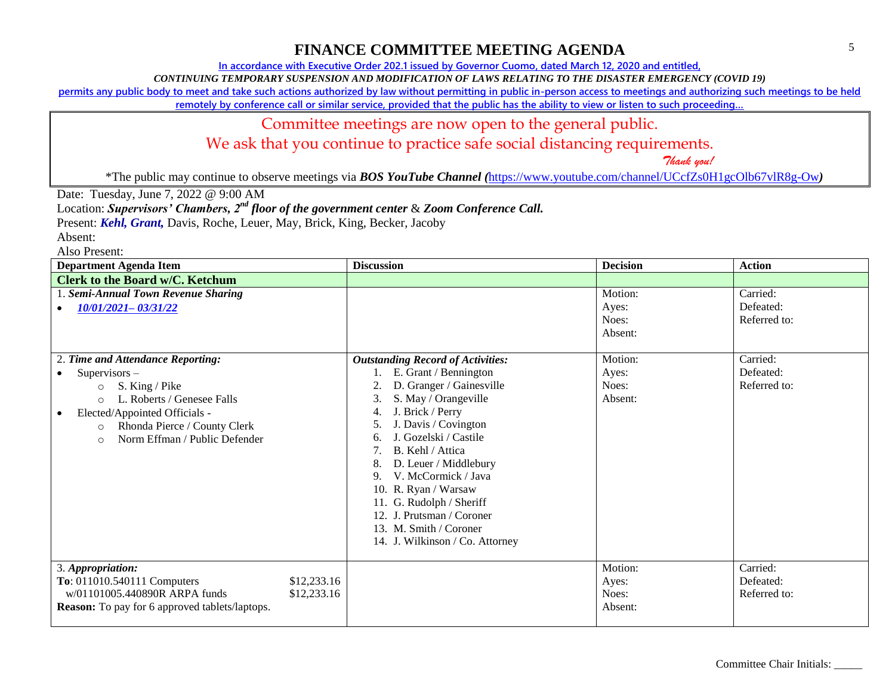# FINANCE COMMITTEE MEETING AGENDA

In accordance with Executive Order 202.1 issued by Governor Cuomo, dated March 12, 2020 and entitled,

*CONTINUING TEMPORARY SUSPENSION AND MODIFICATION OF LAWS RELATING TO THE DISASTER EMERGENCY (COVID 19)*

permits any public body to meet and take such actions authorized by law without permitting in public in-person access to meetings and authorizing such meetings to be held remotely by conference call or similar service, provided that the public has the ability to view or listen to such proceeding…

Committee meetings are now open to the general public.

We ask that you continue to practice safe social distancing requirements.

*Thank you!*

*The public may continue to observe meetings via ***BOS YouTube Channel (***https://www.youtube.com/channel/UCcfZs0H1gcOlb67vlR8g-Ow***)***

Date: Tuesday, June 7, 2022 @ 9:00 AM

Location: ***Supervisors' Chambers, 2nd floor of the government center*** & ***Zoom Conference Call.***

Present: ***Kehl, Grant,*** Davis, Roche, Leuer, May, Brick, King, Becker, Jacoby

Absent:

Also Present:

| Department Agenda Item | Discussion | Decision | Action |
|---|---|---|---|
| **Clerk to the Board w/C. Ketchum** | | | |
| 1. ***Semi-Annual Town Revenue Sharing***<br>• ***10/01/2021– 03/31/22*** | | Motion:<br>Ayes:<br>Noes:<br>Absent: | Carried:<br>Defeated:<br>Referred to: |
| 2. ***Time and Attendance Reporting:***<br>• Supervisors –<br>  ○ S. King / Pike<br>  ○ L. Roberts / Genesee Falls<br>• Elected/Appointed Officials -<br>  ○ Rhonda Pierce / County Clerk<br>  ○ Norm Effman / Public Defender | ***Outstanding Record of Activities:***<br>1. E. Grant / Bennington<br>2. D. Granger / Gainesville<br>3. S. May / Orangeville<br>4. J. Brick / Perry<br>5. J. Davis / Covington<br>6. J. Gozelski / Castile<br>7. B. Kehl / Attica<br>8. D. Leuer / Middlebury<br>9. V. McCormick / Java<br>10. R. Ryan / Warsaw<br>11. G. Rudolph / Sheriff<br>12. J. Prutsman / Coroner<br>13. M. Smith / Coroner<br>14. J. Wilkinson / Co. Attorney | Motion:<br>Ayes:<br>Noes:<br>Absent: | Carried:<br>Defeated:<br>Referred to: |
| 3. ***Appropriation:***<br>**To**: 011010.540111 Computers $12,233.16<br>w/01101005.440890R ARPA funds $12,233.16<br>**Reason:** To pay for 6 approved tablets/laptops. | | Motion:<br>Ayes:<br>Noes:<br>Absent: | Carried:<br>Defeated:<br>Referred to: |

Committee Chair Initials: _____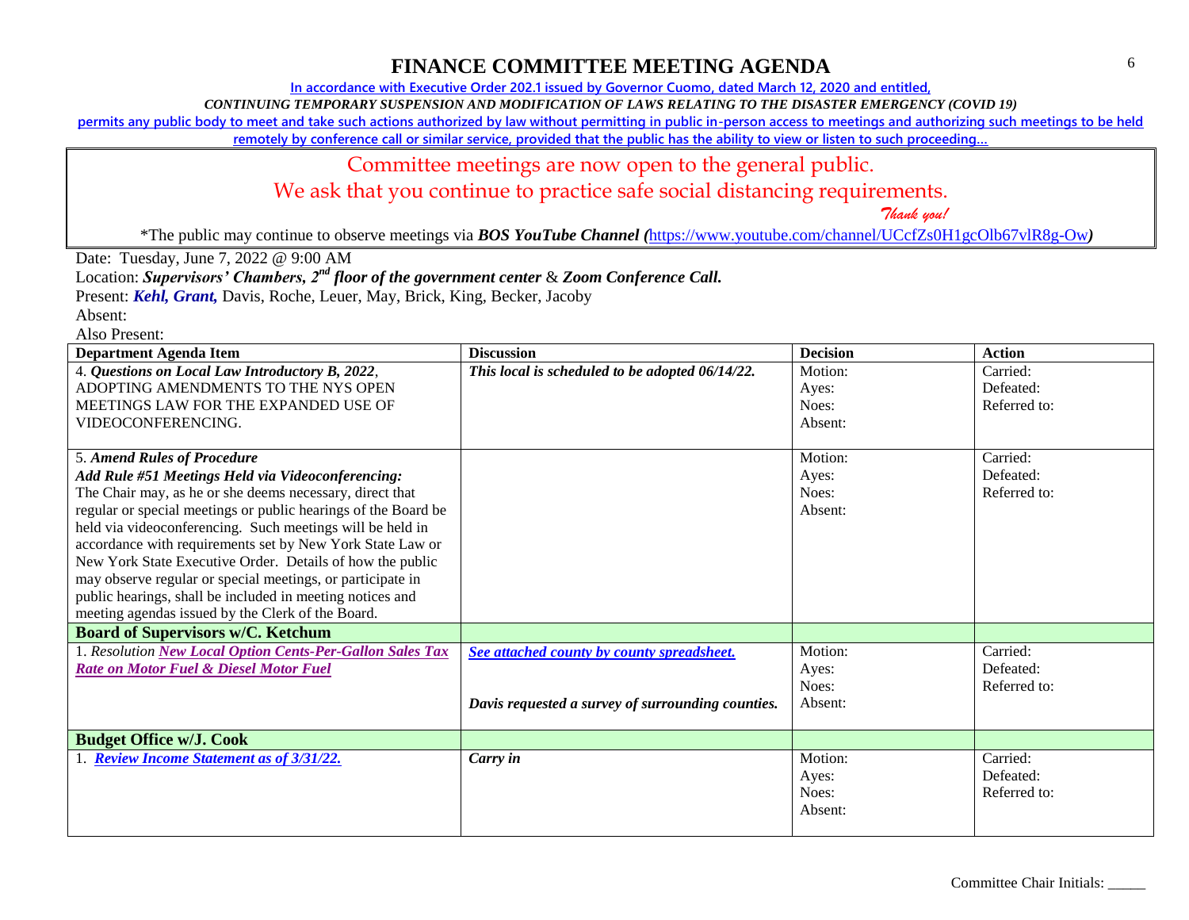# FINANCE COMMITTEE MEETING AGENDA

In accordance with Executive Order 202.1 issued by Governor Cuomo, dated March 12, 2020 and entitled,

*CONTINUING TEMPORARY SUSPENSION AND MODIFICATION OF LAWS RELATING TO THE DISASTER EMERGENCY (COVID 19)*

permits any public body to meet and take such actions authorized by law without permitting in public in-person access to meetings and authorizing such meetings to be held remotely by conference call or similar service, provided that the public has the ability to view or listen to such proceeding…

Committee meetings are now open to the general public.

We ask that you continue to practice safe social distancing requirements.

*Thank you!*

*The public may continue to observe meetings via ***BOS YouTube Channel (***https://www.youtube.com/channel/UCcfZs0H1gcOlb67vlR8g-Ow***)***

Date: Tuesday, June 7, 2022 @ 9:00 AM

Location: ***Supervisors' Chambers, 2nd floor of the government center*** & ***Zoom Conference Call.***

Present: ***Kehl, Grant,*** Davis, Roche, Leuer, May, Brick, King, Becker, Jacoby

Absent:

Also Present:

| Department Agenda Item | Discussion | Decision | Action |
|---|---|---|---|
| 4. ***Questions on Local Law Introductory B, 2022***, ADOPTING AMENDMENTS TO THE NYS OPEN MEETINGS LAW FOR THE EXPANDED USE OF VIDEOCONFERENCING. | ***This local is scheduled to be adopted 06/14/22.*** | Motion: Ayes: Noes: Absent: | Carried: Defeated: Referred to: |
| 5. ***Amend Rules of Procedure*** ***Add Rule #51 Meetings Held via Videoconferencing:*** The Chair may, as he or she deems necessary, direct that regular or special meetings or public hearings of the Board be held via videoconferencing. Such meetings will be held in accordance with requirements set by New York State Law or New York State Executive Order. Details of how the public may observe regular or special meetings, or participate in public hearings, shall be included in meeting notices and meeting agendas issued by the Clerk of the Board. | | Motion: Ayes: Noes: Absent: | Carried: Defeated: Referred to: |
| **Board of Supervisors w/C. Ketchum** | | | |
| 1. *Resolution* ***New Local Option Cents-Per-Gallon Sales Tax Rate on Motor Fuel & Diesel Motor Fuel*** | ***See attached county by county spreadsheet.*** ***Davis requested a survey of surrounding counties.*** | Motion: Ayes: Noes: Absent: | Carried: Defeated: Referred to: |
| **Budget Office w/J. Cook** | | | |
| 1. ***Review Income Statement as of 3/31/22.*** | ***Carry in*** | Motion: Ayes: Noes: Absent: | Carried: Defeated: Referred to: |

Committee Chair Initials: _____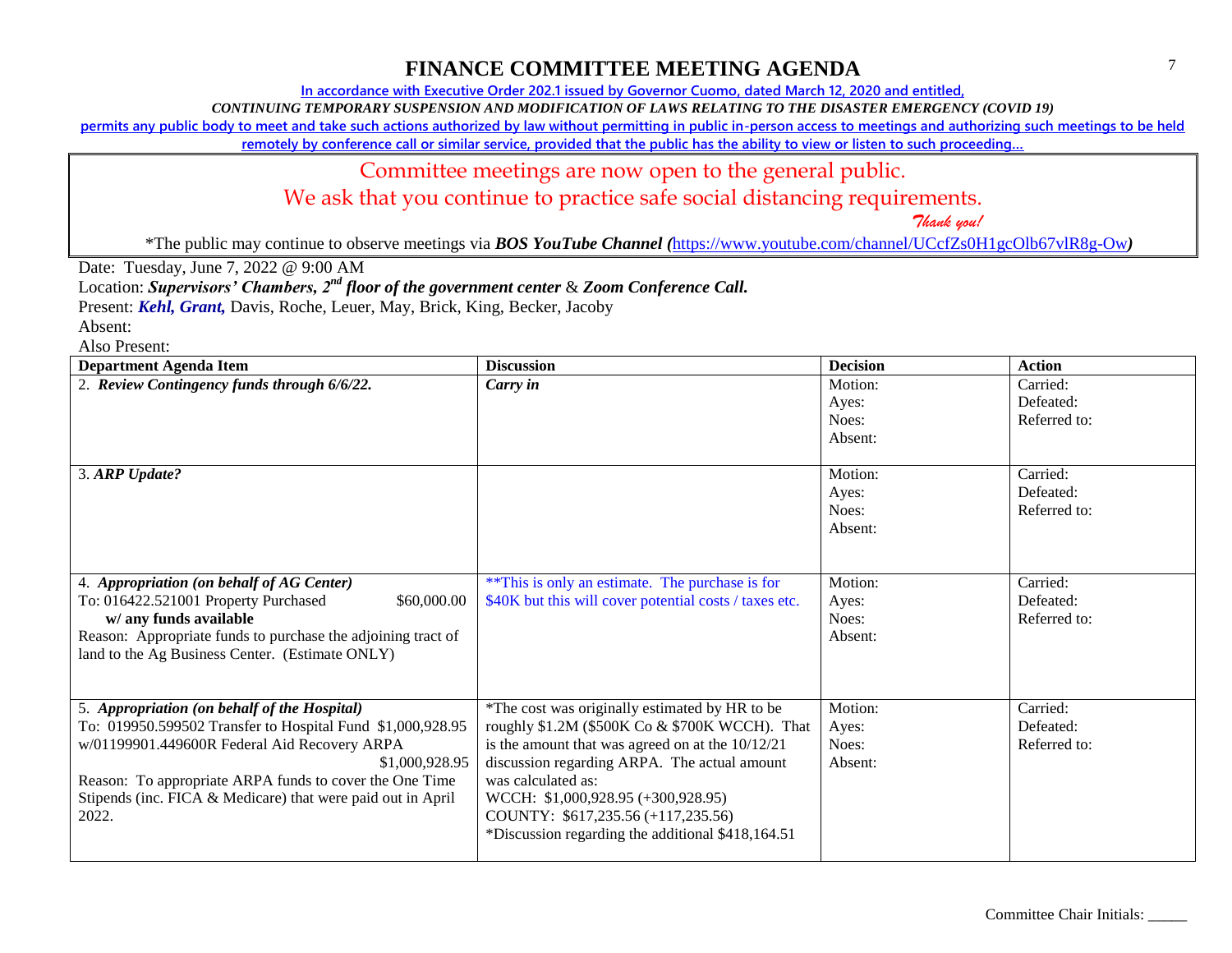# FINANCE COMMITTEE MEETING AGENDA

In accordance with Executive Order 202.1 issued by Governor Cuomo, dated March 12, 2020 and entitled,

*CONTINUING TEMPORARY SUSPENSION AND MODIFICATION OF LAWS RELATING TO THE DISASTER EMERGENCY (COVID 19)*

permits any public body to meet and take such actions authorized by law without permitting in public in-person access to meetings and authorizing such meetings to be held remotely by conference call or similar service, provided that the public has the ability to view or listen to such proceeding…

Committee meetings are now open to the general public.

We ask that you continue to practice safe social distancing requirements.

*Thank you!*

*The public may continue to observe meetings via ***BOS YouTube Channel (***https://www.youtube.com/channel/UCcfZs0H1gcOlb67vlR8g-Ow***)***

Date: Tuesday, June 7, 2022 @ 9:00 AM

Location: ***Supervisors' Chambers, 2nd floor of the government center*** & ***Zoom Conference Call.***

Present: ***Kehl, Grant,*** Davis, Roche, Leuer, May, Brick, King, Becker, Jacoby

Absent:

Also Present:

| Department Agenda Item | Discussion | Decision | Action |
|---|---|---|---|
| 2. ***Review Contingency funds through 6/6/22.*** | ***Carry in*** | Motion:<br>Ayes:<br>Noes:<br>Absent: | Carried:<br>Defeated:<br>Referred to: |
| 3. ***ARP Update?*** | | Motion:<br>Ayes:<br>Noes:<br>Absent: | Carried:<br>Defeated:<br>Referred to: |
| 4. ***Appropriation (on behalf of AG Center)***<br>To: 016422.521001 Property Purchased $60,000.00<br>**w/ any funds available**<br>Reason: Appropriate funds to purchase the adjoining tract of land to the Ag Business Center. (Estimate ONLY) | **This is only an estimate. The purchase is for $40K but this will cover potential costs / taxes etc. | Motion:<br>Ayes:<br>Noes:<br>Absent: | Carried:<br>Defeated:<br>Referred to: |
| 5. ***Appropriation (on behalf of the Hospital)***<br>To: 019950.599502 Transfer to Hospital Fund $1,000,928.95<br>w/01199901.449600R Federal Aid Recovery ARPA $1,000,928.95<br>Reason: To appropriate ARPA funds to cover the One Time Stipends (inc. FICA & Medicare) that were paid out in April 2022. | *The cost was originally estimated by HR to be roughly $1.2M ($500K Co & $700K WCCH). That is the amount that was agreed on at the 10/12/21 discussion regarding ARPA. The actual amount was calculated as:<br>WCCH: $1,000,928.95 (+300,928.95)<br>COUNTY: $617,235.56 (+117,235.56)<br>*Discussion regarding the additional $418,164.51 | Motion:<br>Ayes:<br>Noes:<br>Absent: | Carried:<br>Defeated:<br>Referred to: |

Committee Chair Initials: _____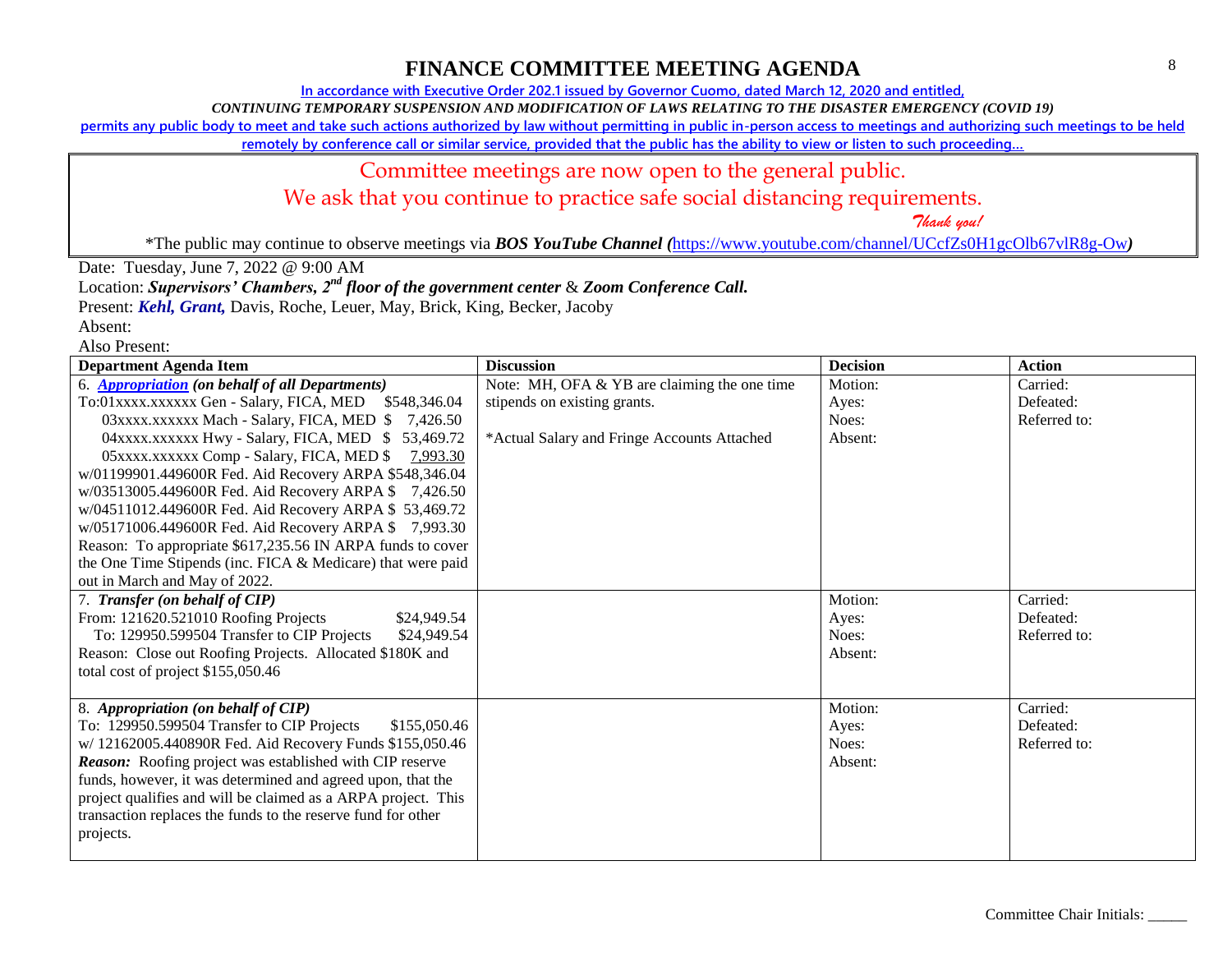# FINANCE COMMITTEE MEETING AGENDA

**In accordance with Executive Order 202.1 issued by Governor Cuomo, dated March 12, 2020 and entitled,**

***CONTINUING TEMPORARY SUSPENSION AND MODIFICATION OF LAWS RELATING TO THE DISASTER EMERGENCY (COVID 19)***

**permits any public body to meet and take such actions authorized by law without permitting in public in-person access to meetings and authorizing such meetings to be held remotely by conference call or similar service, provided that the public has the ability to view or listen to such proceeding…**

Committee meetings are now open to the general public.

We ask that you continue to practice safe social distancing requirements.

*Thank you!*

*The public may continue to observe meetings via ***BOS YouTube Channel (***https://www.youtube.com/channel/UCcfZs0H1gcOlb67vlR8g-Ow***)***

Date: Tuesday, June 7, 2022 @ 9:00 AM

Location: ***Supervisors' Chambers, 2nd floor of the government center*** & ***Zoom Conference Call.***

Present: ***Kehl, Grant,*** Davis, Roche, Leuer, May, Brick, King, Becker, Jacoby

Absent:

Also Present:

| Department Agenda Item | Discussion | Decision | Action |
|---|---|---|---|
| 6. ***Appropriation*** ***(on behalf of all Departments)***<br>To:01xxxx.xxxxxx Gen - Salary, FICA, MED $548,346.04<br>03xxxx.xxxxxx Mach - Salary, FICA, MED $ 7,426.50<br>04xxxx.xxxxxx Hwy - Salary, FICA, MED $ 53,469.72<br>05xxxx.xxxxxx Comp - Salary, FICA, MED $ 7,993.30<br>w/01199901.449600R Fed. Aid Recovery ARPA $548,346.04<br>w/03513005.449600R Fed. Aid Recovery ARPA $ 7,426.50<br>w/04511012.449600R Fed. Aid Recovery ARPA $ 53,469.72<br>w/05171006.449600R Fed. Aid Recovery ARPA $ 7,993.30<br>Reason: To appropriate $617,235.56 IN ARPA funds to cover the One Time Stipends (inc. FICA & Medicare) that were paid out in March and May of 2022. | Note: MH, OFA & YB are claiming the one time stipends on existing grants.<br><br>*Actual Salary and Fringe Accounts Attached | Motion:<br>Ayes:<br>Noes:<br>Absent: | Carried:<br>Defeated:<br>Referred to: |
| 7. ***Transfer (on behalf of CIP)***<br>From: 121620.521010 Roofing Projects $24,949.54<br>To: 129950.599504 Transfer to CIP Projects $24,949.54<br>Reason: Close out Roofing Projects. Allocated $180K and total cost of project $155,050.46 | | Motion:<br>Ayes:<br>Noes:<br>Absent: | Carried:<br>Defeated:<br>Referred to: |
| 8. ***Appropriation (on behalf of CIP)***<br>To: 129950.599504 Transfer to CIP Projects $155,050.46<br>w/ 12162005.440890R Fed. Aid Recovery Funds $155,050.46<br>***Reason:*** Roofing project was established with CIP reserve funds, however, it was determined and agreed upon, that the project qualifies and will be claimed as a ARPA project. This transaction replaces the funds to the reserve fund for other projects. | | Motion:<br>Ayes:<br>Noes:<br>Absent: | Carried:<br>Defeated:<br>Referred to: |

Committee Chair Initials: _____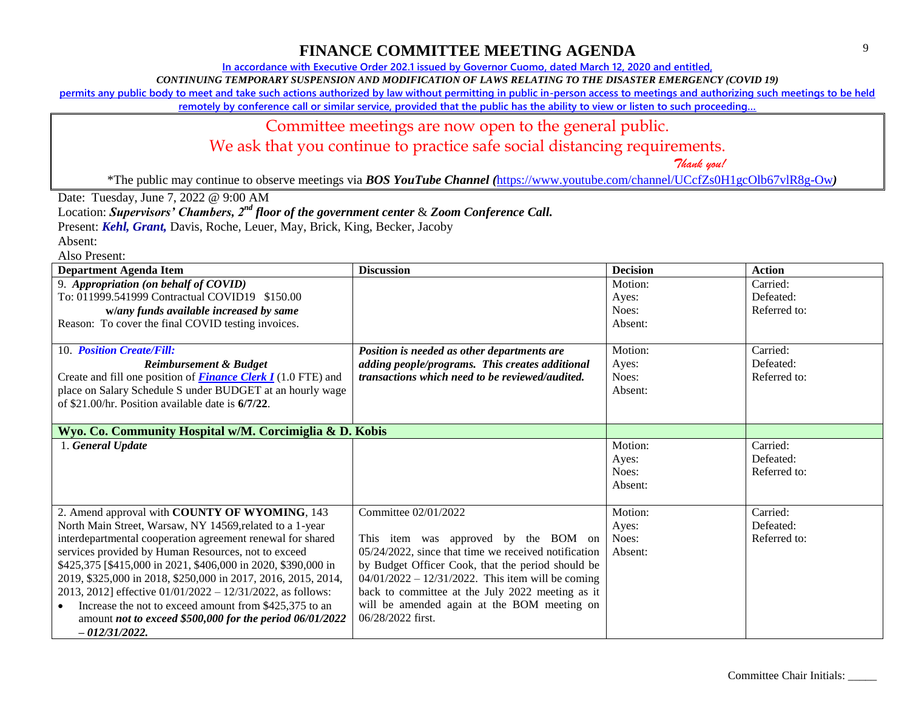# FINANCE COMMITTEE MEETING AGENDA

In accordance with Executive Order 202.1 issued by Governor Cuomo, dated March 12, 2020 and entitled,

*CONTINUING TEMPORARY SUSPENSION AND MODIFICATION OF LAWS RELATING TO THE DISASTER EMERGENCY (COVID 19)*

permits any public body to meet and take such actions authorized by law without permitting in public in-person access to meetings and authorizing such meetings to be held remotely by conference call or similar service, provided that the public has the ability to view or listen to such proceeding…

Committee meetings are now open to the general public.

We ask that you continue to practice safe social distancing requirements.

*Thank you!*

*The public may continue to observe meetings via ***BOS YouTube Channel (***https://www.youtube.com/channel/UCcfZs0H1gcOlb67vlR8g-Ow*)**

Date: Tuesday, June 7, 2022 @ 9:00 AM

Location: ***Supervisors' Chambers, 2nd floor of the government center*** & ***Zoom Conference Call.***

Present: ***Kehl, Grant,*** Davis, Roche, Leuer, May, Brick, King, Becker, Jacoby

Absent:

Also Present:

| Department Agenda Item | Discussion | Decision | Action |
|---|---|---|---|
| 9. ***Appropriation (on behalf of COVID)***<br>To: 011999.541999 Contractual COVID19 $150.00<br>***w/any funds available increased by same***<br>Reason: To cover the final COVID testing invoices. | | Motion:<br>Ayes:<br>Noes:<br>Absent: | Carried:<br>Defeated:<br>Referred to: |
| 10. ***Position Create/Fill:***<br>***Reimbursement & Budget***<br>Create and fill one position of ***Finance Clerk I*** (1.0 FTE) and place on Salary Schedule S under BUDGET at an hourly wage of $21.00/hr. Position available date is **6/7/22**. | ***Position is needed as other departments are adding people/programs. This creates additional transactions which need to be reviewed/audited.*** | Motion:<br>Ayes:<br>Noes:<br>Absent: | Carried:<br>Defeated:<br>Referred to: |
| **Wyo. Co. Community Hospital w/M. Corcimiglia & D. Kobis** | | | |
| 1. ***General Update*** | | Motion:<br>Ayes:<br>Noes:<br>Absent: | Carried:<br>Defeated:<br>Referred to: |
| 2. Amend approval with **COUNTY OF WYOMING**, 143 North Main Street, Warsaw, NY 14569,related to a 1-year interdepartmental cooperation agreement renewal for shared services provided by Human Resources, not to exceed $425,375 [$415,000 in 2021, $406,000 in 2020, $390,000 in 2019, $325,000 in 2018, $250,000 in 2017, 2016, 2015, 2014, 2013, 2012] effective 01/01/2022 – 12/31/2022, as follows:<br>• Increase the not to exceed amount from $425,375 to an amount ***not to exceed $500,000 for the period 06/01/2022 – 012/31/2022.*** | Committee 02/01/2022<br><br>This item was approved by the BOM on 05/24/2022, since that time we received notification by Budget Officer Cook, that the period should be 04/01/2022 – 12/31/2022. This item will be coming back to committee at the July 2022 meeting as it will be amended again at the BOM meeting on 06/28/2022 first. | Motion:<br>Ayes:<br>Noes:<br>Absent: | Carried:<br>Defeated:<br>Referred to: |

Committee Chair Initials: _____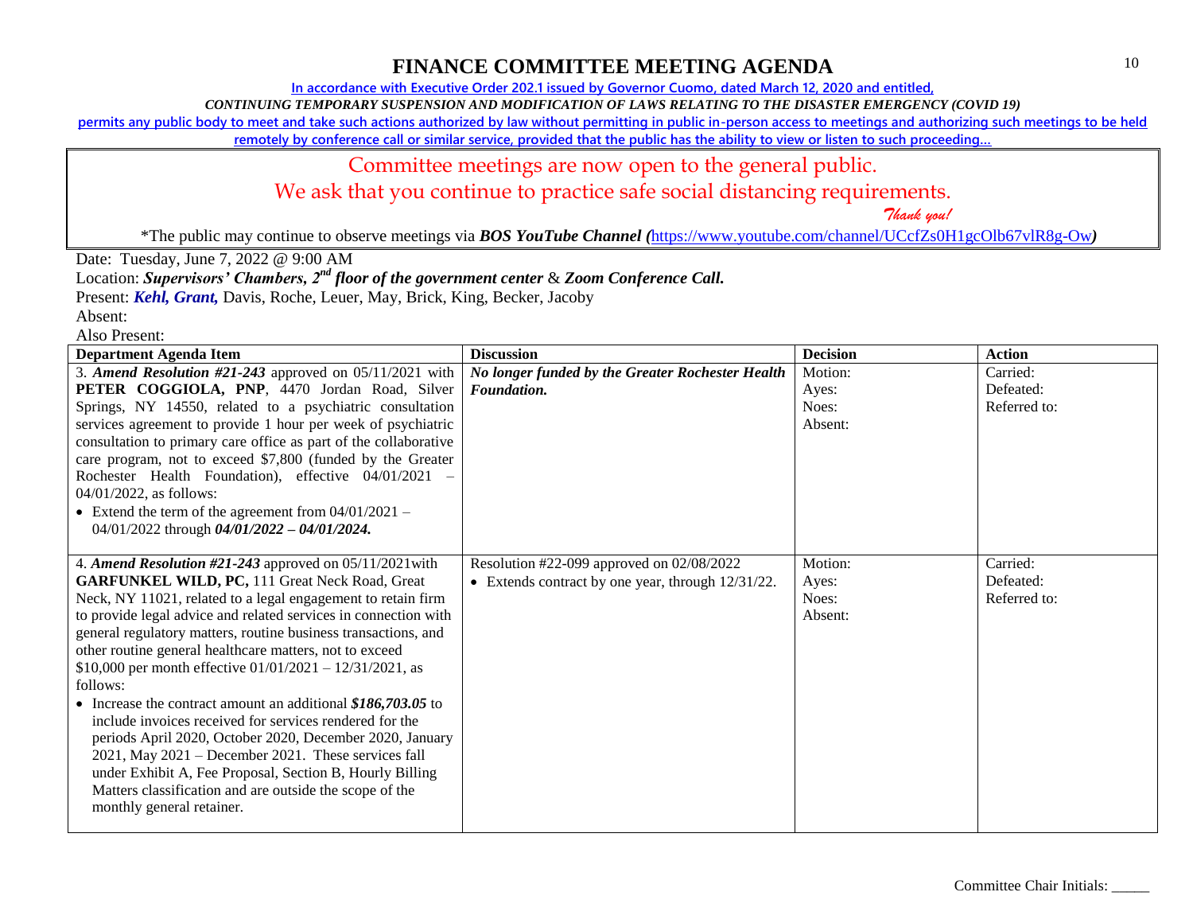# FINANCE COMMITTEE MEETING AGENDA

In accordance with Executive Order 202.1 issued by Governor Cuomo, dated March 12, 2020 and entitled,

*CONTINUING TEMPORARY SUSPENSION AND MODIFICATION OF LAWS RELATING TO THE DISASTER EMERGENCY (COVID 19)*

permits any public body to meet and take such actions authorized by law without permitting in public in-person access to meetings and authorizing such meetings to be held remotely by conference call or similar service, provided that the public has the ability to view or listen to such proceeding…

Committee meetings are now open to the general public.

We ask that you continue to practice safe social distancing requirements.

*Thank you!*

*The public may continue to observe meetings via ***BOS YouTube Channel*** (https://www.youtube.com/channel/UCcfZs0H1gcOlb67vlR8g-Ow)

Date: Tuesday, June 7, 2022 @ 9:00 AM

Location: ***Supervisors' Chambers, 2nd floor of the government center*** & ***Zoom Conference Call.***

Present: ***Kehl, Grant,*** Davis, Roche, Leuer, May, Brick, King, Becker, Jacoby

Absent:

Also Present:

| Department Agenda Item | Discussion | Decision | Action |
|---|---|---|---|
| 3. ***Amend Resolution #21-243*** approved on 05/11/2021 with **PETER COGGIOLA, PNP**, 4470 Jordan Road, Silver Springs, NY 14550, related to a psychiatric consultation services agreement to provide 1 hour per week of psychiatric consultation to primary care office as part of the collaborative care program, not to exceed $7,800 (funded by the Greater Rochester Health Foundation), effective 04/01/2021 – 04/01/2022, as follows:<br>• Extend the term of the agreement from 04/01/2021 – 04/01/2022 through ***04/01/2022 – 04/01/2024.*** | ***No longer funded by the Greater Rochester Health Foundation.*** | Motion:<br>Ayes:<br>Noes:<br>Absent: | Carried:<br>Defeated:<br>Referred to: |
| 4. ***Amend Resolution #21-243*** approved on 05/11/2021with **GARFUNKEL WILD, PC,** 111 Great Neck Road, Great Neck, NY 11021, related to a legal engagement to retain firm to provide legal advice and related services in connection with general regulatory matters, routine business transactions, and other routine general healthcare matters, not to exceed $10,000 per month effective 01/01/2021 – 12/31/2021, as follows:<br>• Increase the contract amount an additional ***$186,703.05*** to include invoices received for services rendered for the periods April 2020, October 2020, December 2020, January 2021, May 2021 – December 2021. These services fall under Exhibit A, Fee Proposal, Section B, Hourly Billing Matters classification and are outside the scope of the monthly general retainer. | Resolution #22-099 approved on 02/08/2022<br>• Extends contract by one year, through 12/31/22. | Motion:<br>Ayes:<br>Noes:<br>Absent: | Carried:<br>Defeated:<br>Referred to: |

Committee Chair Initials: _____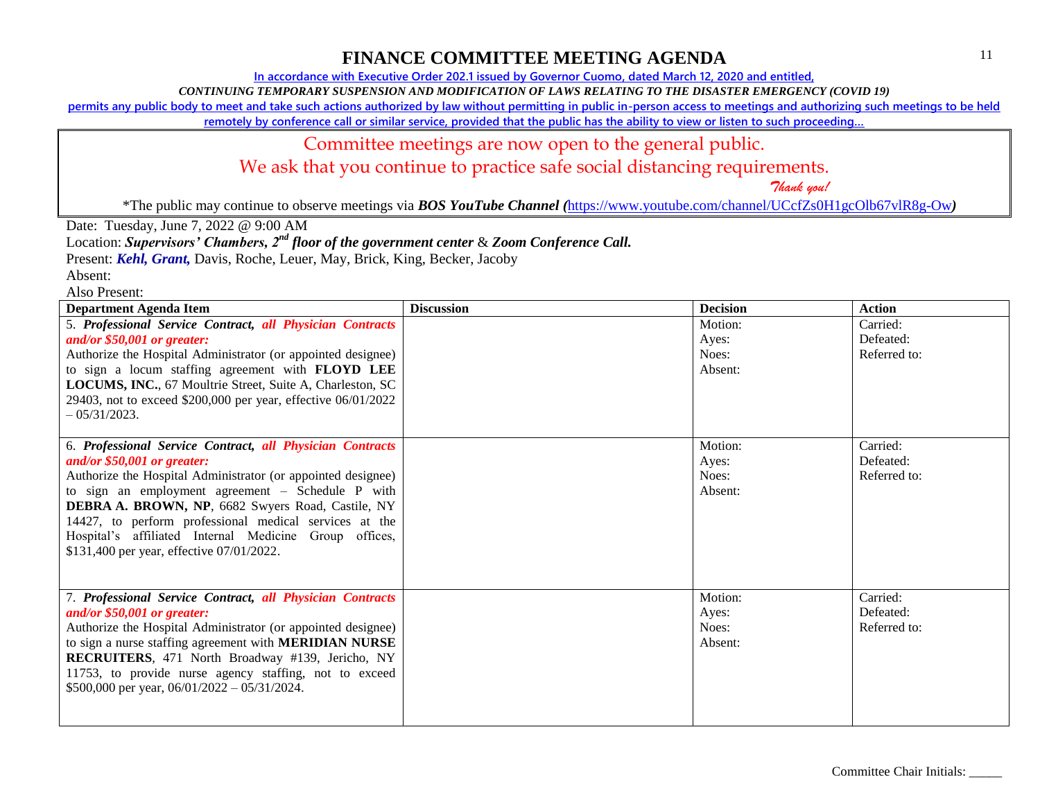# FINANCE COMMITTEE MEETING AGENDA

In accordance with Executive Order 202.1 issued by Governor Cuomo, dated March 12, 2020 and entitled,

*CONTINUING TEMPORARY SUSPENSION AND MODIFICATION OF LAWS RELATING TO THE DISASTER EMERGENCY (COVID 19)*

permits any public body to meet and take such actions authorized by law without permitting in public in-person access to meetings and authorizing such meetings to be held remotely by conference call or similar service, provided that the public has the ability to view or listen to such proceeding…

Committee meetings are now open to the general public.

We ask that you continue to practice safe social distancing requirements.

*Thank you!*

*The public may continue to observe meetings via ***BOS YouTube Channel (***https://www.youtube.com/channel/UCcfZs0H1gcOlb67vlR8g-Ow***)***

Date: Tuesday, June 7, 2022 @ 9:00 AM

Location: ***Supervisors' Chambers, 2nd floor of the government center*** & ***Zoom Conference Call.***

Present: ***Kehl, Grant,*** Davis, Roche, Leuer, May, Brick, King, Becker, Jacoby

Absent:

Also Present:

| Department Agenda Item | Discussion | Decision | Action |
|---|---|---|---|
| 5. ***Professional Service Contract, all Physician Contracts and/or $50,001 or greater:*** Authorize the Hospital Administrator (or appointed designee) to sign a locum staffing agreement with **FLOYD LEE LOCUMS, INC.**, 67 Moultrie Street, Suite A, Charleston, SC 29403, not to exceed $200,000 per year, effective 06/01/2022 – 05/31/2023. | | Motion:<br>Ayes:<br>Noes:<br>Absent: | Carried:<br>Defeated:<br>Referred to: |
| 6. ***Professional Service Contract, all Physician Contracts and/or $50,001 or greater:*** Authorize the Hospital Administrator (or appointed designee) to sign an employment agreement – Schedule P with **DEBRA A. BROWN, NP**, 6682 Swyers Road, Castile, NY 14427, to perform professional medical services at the Hospital's affiliated Internal Medicine Group offices, $131,400 per year, effective 07/01/2022. | | Motion:<br>Ayes:<br>Noes:<br>Absent: | Carried:<br>Defeated:<br>Referred to: |
| 7. ***Professional Service Contract, all Physician Contracts and/or $50,001 or greater:*** Authorize the Hospital Administrator (or appointed designee) to sign a nurse staffing agreement with **MERIDIAN NURSE RECRUITERS**, 471 North Broadway #139, Jericho, NY 11753, to provide nurse agency staffing, not to exceed $500,000 per year, 06/01/2022 – 05/31/2024. | | Motion:<br>Ayes:<br>Noes:<br>Absent: | Carried:<br>Defeated:<br>Referred to: |

Committee Chair Initials: _____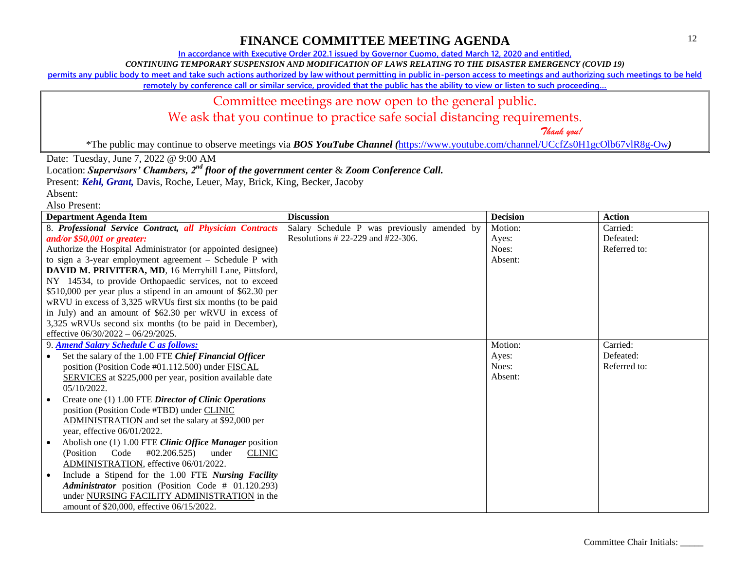# FINANCE COMMITTEE MEETING AGENDA

In accordance with Executive Order 202.1 issued by Governor Cuomo, dated March 12, 2020 and entitled,

*CONTINUING TEMPORARY SUSPENSION AND MODIFICATION OF LAWS RELATING TO THE DISASTER EMERGENCY (COVID 19)*

permits any public body to meet and take such actions authorized by law without permitting in public in-person access to meetings and authorizing such meetings to be held remotely by conference call or similar service, provided that the public has the ability to view or listen to such proceeding…

Committee meetings are now open to the general public.

We ask that you continue to practice safe social distancing requirements.

*Thank you!*

\*The public may continue to observe meetings via ***BOS YouTube Channel (***https://www.youtube.com/channel/UCcfZs0H1gcOlb67vlR8g-Ow***)***

Date: Tuesday, June 7, 2022 @ 9:00 AM

Location: ***Supervisors' Chambers, 2nd floor of the government center*** & ***Zoom Conference Call.***

Present: ***Kehl, Grant,*** Davis, Roche, Leuer, May, Brick, King, Becker, Jacoby

Absent:

Also Present:

| Department Agenda Item | Discussion | Decision | Action |
|---|---|---|---|
| 8. ***Professional Service Contract, all Physician Contracts and/or $50,001 or greater:*** Authorize the Hospital Administrator (or appointed designee) to sign a 3-year employment agreement – Schedule P with **DAVID M. PRIVITERA, MD**, 16 Merryhill Lane, Pittsford, NY 14534, to provide Orthopaedic services, not to exceed $510,000 per year plus a stipend in an amount of $62.30 per wRVU in excess of 3,325 wRVUs first six months (to be paid in July) and an amount of $62.30 per wRVU in excess of 3,325 wRVUs second six months (to be paid in December), effective 06/30/2022 – 06/29/2025. | Salary Schedule P was previously amended by Resolutions # 22-229 and #22-306. | Motion:<br>Ayes:<br>Noes:<br>Absent: | Carried:<br>Defeated:<br>Referred to: |
| 9. ***Amend Salary Schedule C as follows:***<br>• Set the salary of the 1.00 FTE ***Chief Financial Officer*** position (Position Code #01.112.500) under FISCAL SERVICES at $225,000 per year, position available date 05/10/2022.<br>• Create one (1) 1.00 FTE ***Director of Clinic Operations*** position (Position Code #TBD) under CLINIC ADMINISTRATION and set the salary at $92,000 per year, effective 06/01/2022.<br>• Abolish one (1) 1.00 FTE ***Clinic Office Manager*** position (Position Code #02.206.525) under CLINIC ADMINISTRATION, effective 06/01/2022.<br>• Include a Stipend for the 1.00 FTE ***Nursing Facility Administrator*** position (Position Code # 01.120.293) under NURSING FACILITY ADMINISTRATION in the amount of $20,000, effective 06/15/2022. | | Motion:<br>Ayes:<br>Noes:<br>Absent: | Carried:<br>Defeated:<br>Referred to: |

Committee Chair Initials: _____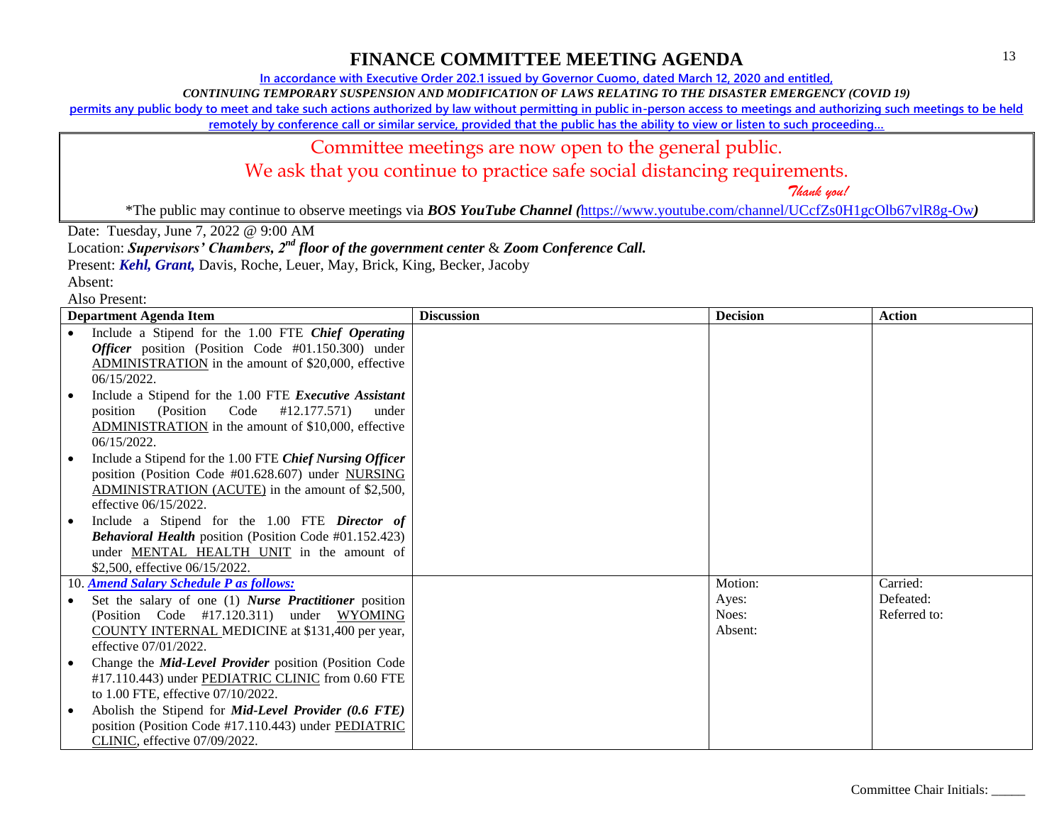# FINANCE COMMITTEE MEETING AGENDA

In accordance with Executive Order 202.1 issued by Governor Cuomo, dated March 12, 2020 and entitled,

*CONTINUING TEMPORARY SUSPENSION AND MODIFICATION OF LAWS RELATING TO THE DISASTER EMERGENCY (COVID 19)*

permits any public body to meet and take such actions authorized by law without permitting in public in-person access to meetings and authorizing such meetings to be held remotely by conference call or similar service, provided that the public has the ability to view or listen to such proceeding…

Committee meetings are now open to the general public.

We ask that you continue to practice safe social distancing requirements.

*Thank you!*

*The public may continue to observe meetings via ***BOS YouTube Channel*** *(*https://www.youtube.com/channel/UCcfZs0H1gcOlb67vlR8g-Ow*)*

Date: Tuesday, June 7, 2022 @ 9:00 AM

Location: ***Supervisors' Chambers, 2nd floor of the government center*** & ***Zoom Conference Call.***

Present: ***Kehl, Grant,*** Davis, Roche, Leuer, May, Brick, King, Becker, Jacoby

Absent:

Also Present:

| Department Agenda Item | Discussion | Decision | Action |
|---|---|---|---|
| • Include a Stipend for the 1.00 FTE ***Chief Operating Officer*** position (Position Code #01.150.300) under ADMINISTRATION in the amount of $20,000, effective 06/15/2022.<br>• Include a Stipend for the 1.00 FTE ***Executive Assistant*** position (Position Code #12.177.571) under ADMINISTRATION in the amount of $10,000, effective 06/15/2022.<br>• Include a Stipend for the 1.00 FTE ***Chief Nursing Officer*** position (Position Code #01.628.607) under NURSING ADMINISTRATION (ACUTE) in the amount of $2,500, effective 06/15/2022.<br>• Include a Stipend for the 1.00 FTE ***Director of Behavioral Health*** position (Position Code #01.152.423) under MENTAL HEALTH UNIT in the amount of $2,500, effective 06/15/2022. | | | |
| 10. ***Amend Salary Schedule P as follows:***<br>• Set the salary of one (1) ***Nurse Practitioner*** position (Position Code #17.120.311) under WYOMING COUNTY INTERNAL MEDICINE at $131,400 per year, effective 07/01/2022.<br>• Change the ***Mid-Level Provider*** position (Position Code #17.110.443) under PEDIATRIC CLINIC from 0.60 FTE to 1.00 FTE, effective 07/10/2022.<br>• Abolish the Stipend for ***Mid-Level Provider (0.6 FTE)*** position (Position Code #17.110.443) under PEDIATRIC CLINIC, effective 07/09/2022. | | Motion:<br>Ayes:<br>Noes:<br>Absent: | Carried:<br>Defeated:<br>Referred to: |

Committee Chair Initials: _____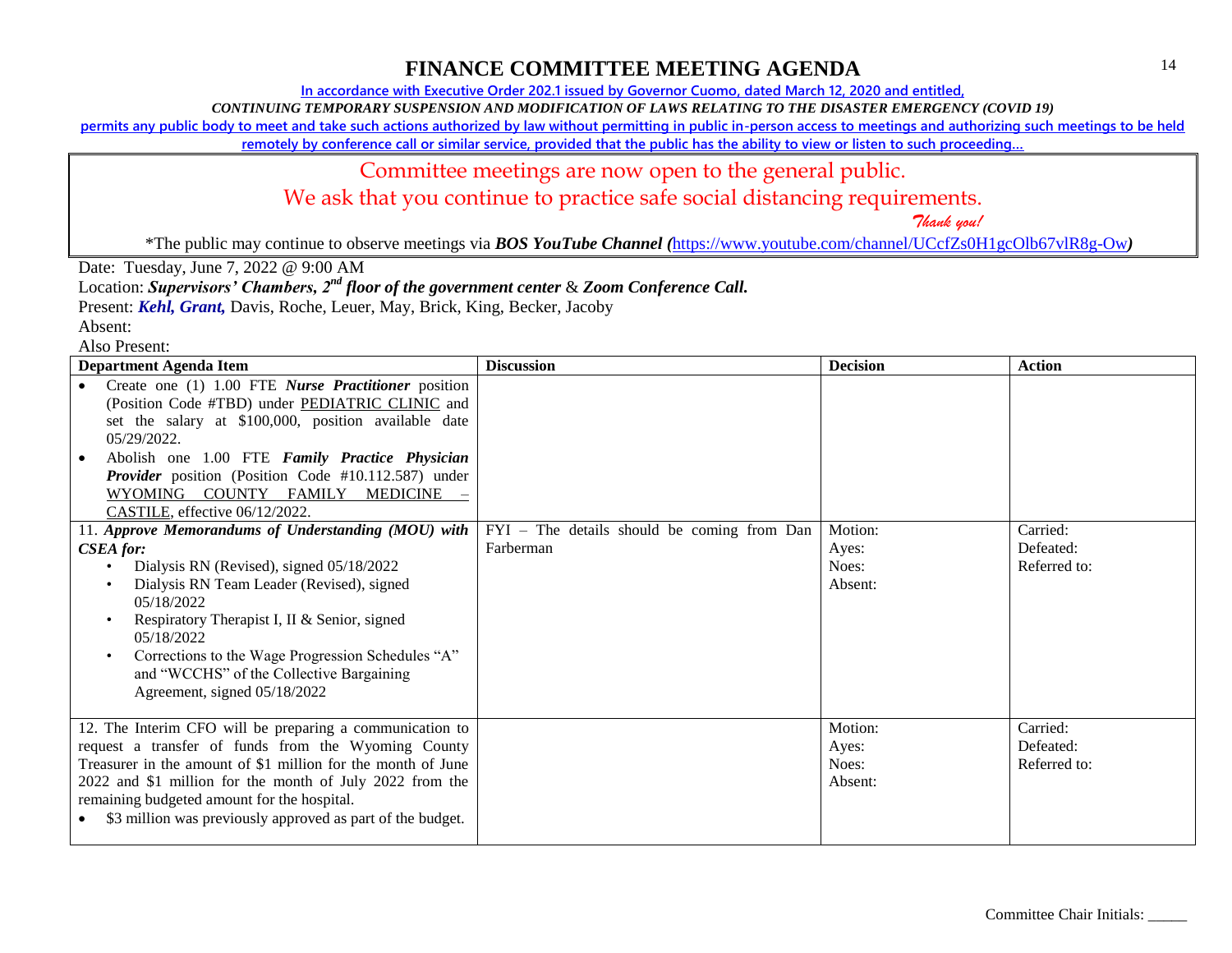# FINANCE COMMITTEE MEETING AGENDA

In accordance with Executive Order 202.1 issued by Governor Cuomo, dated March 12, 2020 and entitled,

*CONTINUING TEMPORARY SUSPENSION AND MODIFICATION OF LAWS RELATING TO THE DISASTER EMERGENCY (COVID 19)*

permits any public body to meet and take such actions authorized by law without permitting in public in-person access to meetings and authorizing such meetings to be held remotely by conference call or similar service, provided that the public has the ability to view or listen to such proceeding…

Committee meetings are now open to the general public.

We ask that you continue to practice safe social distancing requirements.

*Thank you!*

*The public may continue to observe meetings via ***BOS YouTube Channel (***https://www.youtube.com/channel/UCcfZs0H1gcOlb67vlR8g-Ow***)***

Date: Tuesday, June 7, 2022 @ 9:00 AM

Location: ***Supervisors' Chambers, 2nd floor of the government center*** & ***Zoom Conference Call.***

Present: ***Kehl, Grant,*** Davis, Roche, Leuer, May, Brick, King, Becker, Jacoby

Absent:

Also Present:

| Department Agenda Item | Discussion | Decision | Action |
|---|---|---|---|
| • Create one (1) 1.00 FTE ***Nurse Practitioner*** position (Position Code #TBD) under PEDIATRIC CLINIC and set the salary at $100,000, position available date 05/29/2022.<br>• Abolish one 1.00 FTE ***Family Practice Physician Provider*** position (Position Code #10.112.587) under WYOMING COUNTY FAMILY MEDICINE – CASTILE, effective 06/12/2022. | | | |
| 11. ***Approve Memorandums of Understanding (MOU) with CSEA for:***<br>• Dialysis RN (Revised), signed 05/18/2022<br>• Dialysis RN Team Leader (Revised), signed 05/18/2022<br>• Respiratory Therapist I, II & Senior, signed 05/18/2022<br>• Corrections to the Wage Progression Schedules "A" and "WCCHS" of the Collective Bargaining Agreement, signed 05/18/2022 | FYI – The details should be coming from Dan Farberman | Motion:<br>Ayes:<br>Noes:<br>Absent: | Carried:<br>Defeated:<br>Referred to: |
| 12. The Interim CFO will be preparing a communication to request a transfer of funds from the Wyoming County Treasurer in the amount of $1 million for the month of June 2022 and $1 million for the month of July 2022 from the remaining budgeted amount for the hospital.<br>• $3 million was previously approved as part of the budget. | | Motion:<br>Ayes:<br>Noes:<br>Absent: | Carried:<br>Defeated:<br>Referred to: |

Committee Chair Initials: _____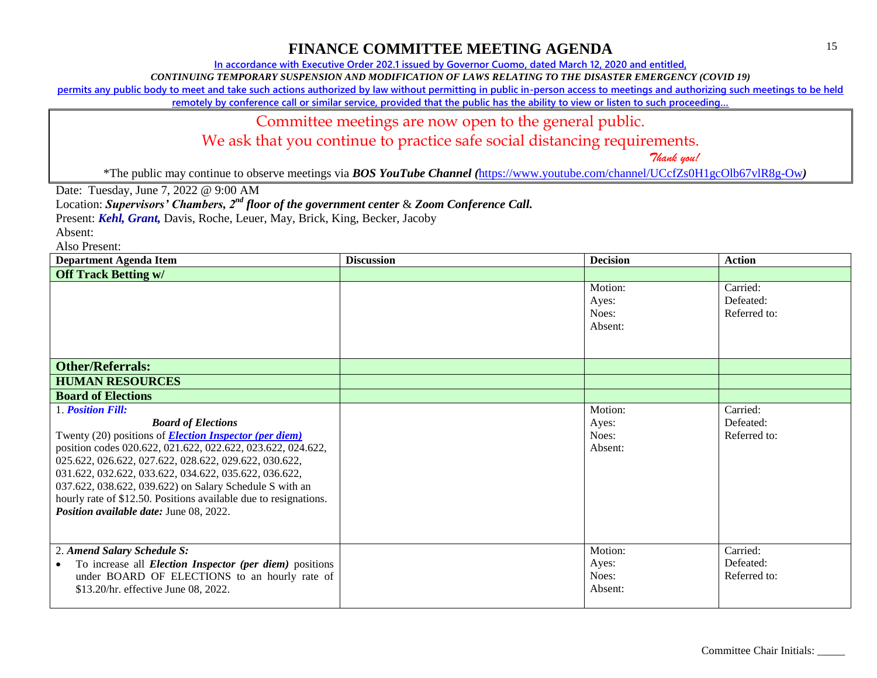# FINANCE COMMITTEE MEETING AGENDA

In accordance with Executive Order 202.1 issued by Governor Cuomo, dated March 12, 2020 and entitled,

*CONTINUING TEMPORARY SUSPENSION AND MODIFICATION OF LAWS RELATING TO THE DISASTER EMERGENCY (COVID 19)*

permits any public body to meet and take such actions authorized by law without permitting in public in-person access to meetings and authorizing such meetings to be held remotely by conference call or similar service, provided that the public has the ability to view or listen to such proceeding…

Committee meetings are now open to the general public.

We ask that you continue to practice safe social distancing requirements.

*Thank you!*

*The public may continue to observe meetings via ***BOS YouTube Channel (***https://www.youtube.com/channel/UCcfZs0H1gcOlb67vlR8g-Ow***)***

Date: Tuesday, June 7, 2022 @ 9:00 AM

Location: ***Supervisors' Chambers, 2nd floor of the government center*** & ***Zoom Conference Call.***

Present: ***Kehl, Grant,*** Davis, Roche, Leuer, May, Brick, King, Becker, Jacoby

Absent:

Also Present:

| Department Agenda Item | Discussion | Decision | Action |
|---|---|---|---|
| **Off Track Betting w/** | | | |
| | | Motion:<br>Ayes:<br>Noes:<br>Absent: | Carried:<br>Defeated:<br>Referred to: |
| **Other/Referrals:** | | | |
| **HUMAN RESOURCES** | | | |
| **Board of Elections** | | | |
| 1. ***Position Fill:***<br>***Board of Elections***<br>Twenty (20) positions of ***Election Inspector (per diem)*** position codes 020.622, 021.622, 022.622, 023.622, 024.622, 025.622, 026.622, 027.622, 028.622, 029.622, 030.622, 031.622, 032.622, 033.622, 034.622, 035.622, 036.622, 037.622, 038.622, 039.622) on Salary Schedule S with an hourly rate of $12.50. Positions available due to resignations.<br>***Position available date:*** June 08, 2022. | | Motion:<br>Ayes:<br>Noes:<br>Absent: | Carried:<br>Defeated:<br>Referred to: |
| 2. ***Amend Salary Schedule S:***<br>• To increase all ***Election Inspector (per diem)*** positions under BOARD OF ELECTIONS to an hourly rate of $13.20/hr. effective June 08, 2022. | | Motion:<br>Ayes:<br>Noes:<br>Absent: | Carried:<br>Defeated:<br>Referred to: |

Committee Chair Initials: _____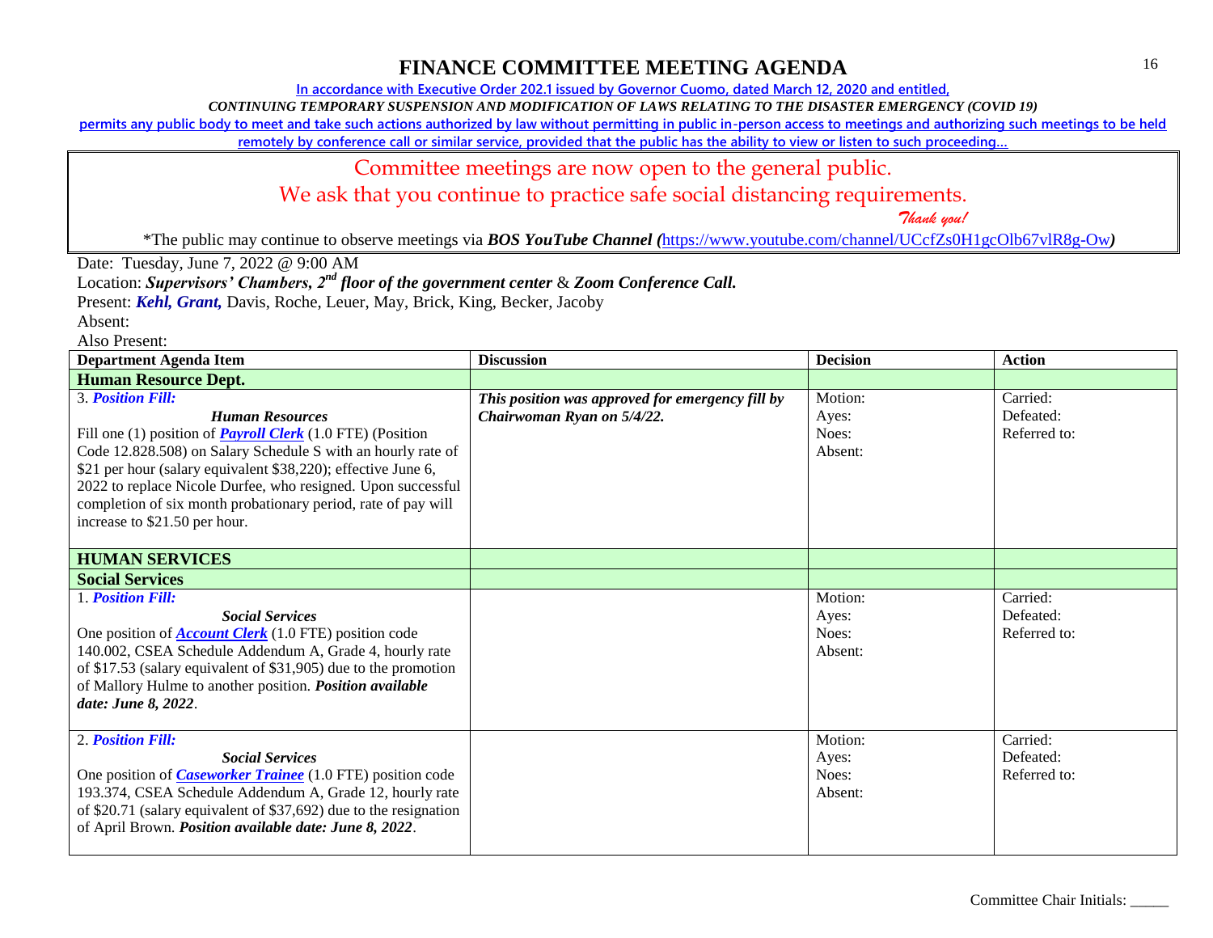# FINANCE COMMITTEE MEETING AGENDA

In accordance with Executive Order 202.1 issued by Governor Cuomo, dated March 12, 2020 and entitled,

*CONTINUING TEMPORARY SUSPENSION AND MODIFICATION OF LAWS RELATING TO THE DISASTER EMERGENCY (COVID 19)*

permits any public body to meet and take such actions authorized by law without permitting in public in-person access to meetings and authorizing such meetings to be held remotely by conference call or similar service, provided that the public has the ability to view or listen to such proceeding…

Committee meetings are now open to the general public.

We ask that you continue to practice safe social distancing requirements.

*Thank you!*

*The public may continue to observe meetings via ***BOS YouTube Channel*** (https://www.youtube.com/channel/UCcfZs0H1gcOlb67vlR8g-Ow)

Date: Tuesday, June 7, 2022 @ 9:00 AM

Location: ***Supervisors' Chambers, 2nd floor of the government center*** & ***Zoom Conference Call.***

Present: ***Kehl, Grant,*** Davis, Roche, Leuer, May, Brick, King, Becker, Jacoby

Absent:

Also Present:

| Department Agenda Item | Discussion | Decision | Action |
|---|---|---|---|
| **Human Resource Dept.** | | | |
| 3. ***Position Fill:*** ***Human Resources*** Fill one (1) position of ***Payroll Clerk*** (1.0 FTE) (Position Code 12.828.508) on Salary Schedule S with an hourly rate of $21 per hour (salary equivalent $38,220); effective June 6, 2022 to replace Nicole Durfee, who resigned. Upon successful completion of six month probationary period, rate of pay will increase to $21.50 per hour. | ***This position was approved for emergency fill by Chairwoman Ryan on 5/4/22.*** | Motion: Ayes: Noes: Absent: | Carried: Defeated: Referred to: |
| **HUMAN SERVICES** | | | |
| **Social Services** | | | |
| 1. ***Position Fill:*** ***Social Services*** One position of ***Account Clerk*** (1.0 FTE) position code 140.002, CSEA Schedule Addendum A, Grade 4, hourly rate of $17.53 (salary equivalent of $31,905) due to the promotion of Mallory Hulme to another position. ***Position available date: June 8, 2022***. | | Motion: Ayes: Noes: Absent: | Carried: Defeated: Referred to: |
| 2. ***Position Fill:*** ***Social Services*** One position of ***Caseworker Trainee*** (1.0 FTE) position code 193.374, CSEA Schedule Addendum A, Grade 12, hourly rate of $20.71 (salary equivalent of $37,692) due to the resignation of April Brown. ***Position available date: June 8, 2022***. | | Motion: Ayes: Noes: Absent: | Carried: Defeated: Referred to: |

Committee Chair Initials: _____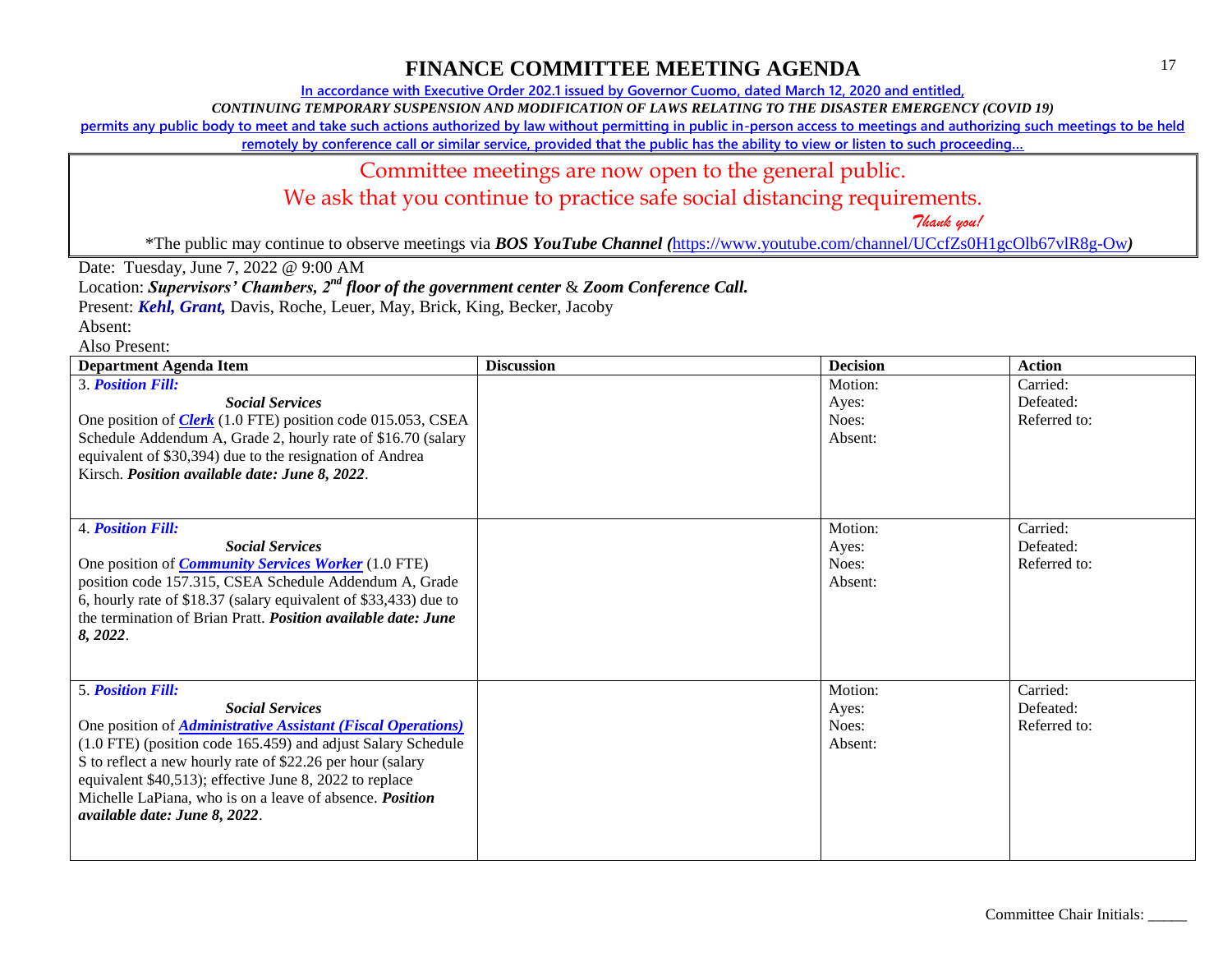# FINANCE COMMITTEE MEETING AGENDA

In accordance with Executive Order 202.1 issued by Governor Cuomo, dated March 12, 2020 and entitled,

*CONTINUING TEMPORARY SUSPENSION AND MODIFICATION OF LAWS RELATING TO THE DISASTER EMERGENCY (COVID 19)*

permits any public body to meet and take such actions authorized by law without permitting in public in-person access to meetings and authorizing such meetings to be held remotely by conference call or similar service, provided that the public has the ability to view or listen to such proceeding…

Committee meetings are now open to the general public.

We ask that you continue to practice safe social distancing requirements.

*Thank you!*

*The public may continue to observe meetings via ***BOS YouTube Channel (***https://www.youtube.com/channel/UCcfZs0H1gcOlb67vlR8g-Ow***)**

Date: Tuesday, June 7, 2022 @ 9:00 AM

Location: ***Supervisors' Chambers, 2nd floor of the government center*** & ***Zoom Conference Call.***

Present: ***Kehl, Grant,*** Davis, Roche, Leuer, May, Brick, King, Becker, Jacoby

Absent:

Also Present:

| Department Agenda Item | Discussion | Decision | Action |
|---|---|---|---|
| 3. ***Position Fill:*** ***Social Services*** One position of ***Clerk*** (1.0 FTE) position code 015.053, CSEA Schedule Addendum A, Grade 2, hourly rate of $16.70 (salary equivalent of $30,394) due to the resignation of Andrea Kirsch. ***Position available date: June 8, 2022***. | | Motion: Ayes: Noes: Absent: | Carried: Defeated: Referred to: |
| 4. ***Position Fill:*** ***Social Services*** One position of ***Community Services Worker*** (1.0 FTE) position code 157.315, CSEA Schedule Addendum A, Grade 6, hourly rate of $18.37 (salary equivalent of $33,433) due to the termination of Brian Pratt. ***Position available date: June 8, 2022***. | | Motion: Ayes: Noes: Absent: | Carried: Defeated: Referred to: |
| 5. ***Position Fill:*** ***Social Services*** One position of ***Administrative Assistant (Fiscal Operations)*** (1.0 FTE) (position code 165.459) and adjust Salary Schedule S to reflect a new hourly rate of $22.26 per hour (salary equivalent $40,513); effective June 8, 2022 to replace Michelle LaPiana, who is on a leave of absence. ***Position available date: June 8, 2022***. | | Motion: Ayes: Noes: Absent: | Carried: Defeated: Referred to: |

Committee Chair Initials: _____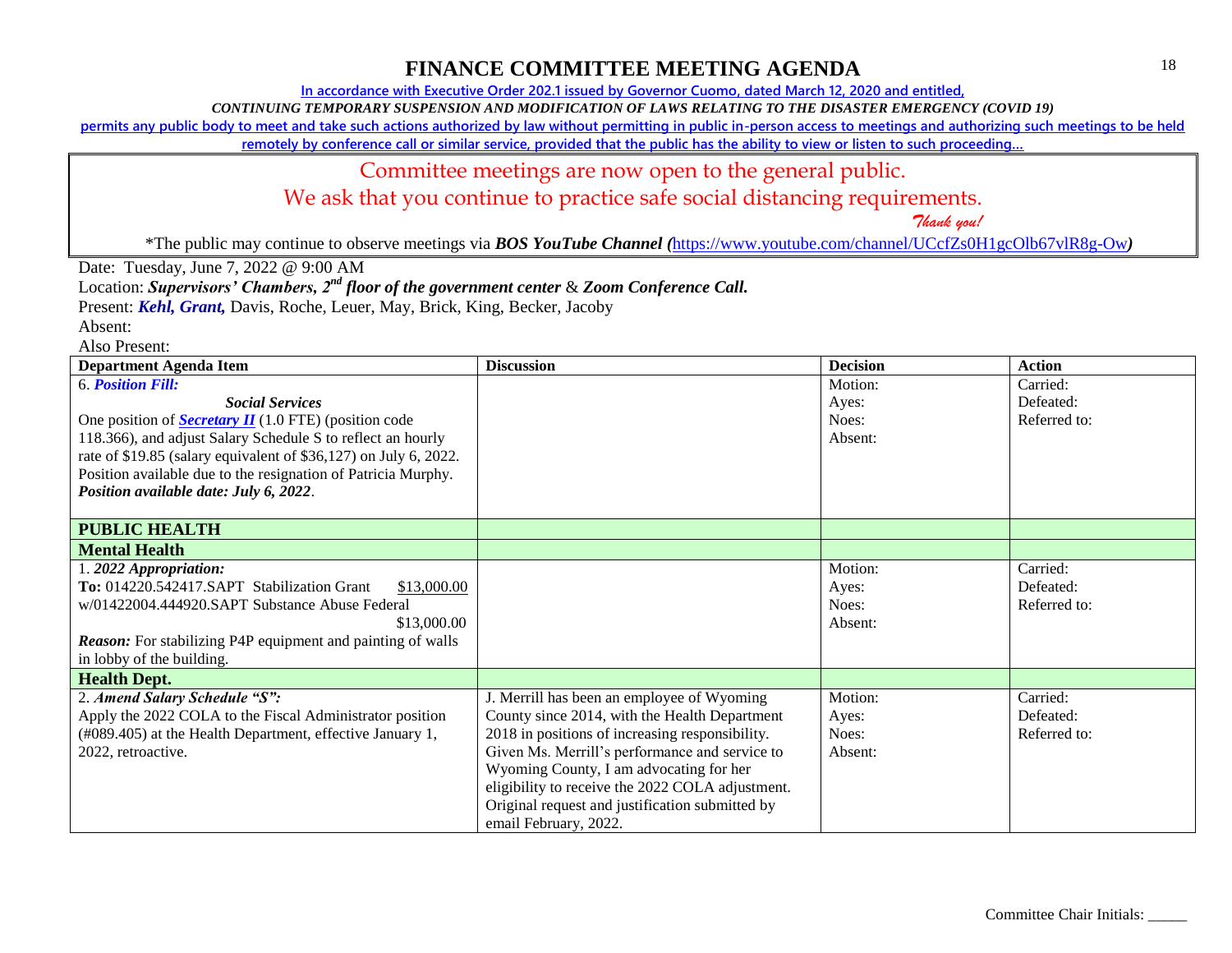# FINANCE COMMITTEE MEETING AGENDA

In accordance with Executive Order 202.1 issued by Governor Cuomo, dated March 12, 2020 and entitled,

*CONTINUING TEMPORARY SUSPENSION AND MODIFICATION OF LAWS RELATING TO THE DISASTER EMERGENCY (COVID 19)*

permits any public body to meet and take such actions authorized by law without permitting in public in-person access to meetings and authorizing such meetings to be held remotely by conference call or similar service, provided that the public has the ability to view or listen to such proceeding…

Committee meetings are now open to the general public.

We ask that you continue to practice safe social distancing requirements.

*Thank you!*

*The public may continue to observe meetings via ***BOS YouTube Channel (***https://www.youtube.com/channel/UCcfZs0H1gcOlb67vlR8g-Ow***)***

Date: Tuesday, June 7, 2022 @ 9:00 AM

Location: ***Supervisors' Chambers, 2nd floor of the government center*** & ***Zoom Conference Call.***

Present: ***Kehl, Grant,*** Davis, Roche, Leuer, May, Brick, King, Becker, Jacoby

Absent:

Also Present:

| Department Agenda Item | Discussion | Decision | Action |
|---|---|---|---|
| 6. ***Position Fill:***<br>***Social Services***<br>One position of ***Secretary II*** (1.0 FTE) (position code 118.366), and adjust Salary Schedule S to reflect an hourly rate of $19.85 (salary equivalent of $36,127) on July 6, 2022. Position available due to the resignation of Patricia Murphy.<br>***Position available date: July 6, 2022***. | | Motion:<br>Ayes:<br>Noes:<br>Absent: | Carried:<br>Defeated:<br>Referred to: |
| **PUBLIC HEALTH** | | | |
| **Mental Health** | | | |
| 1. ***2022 Appropriation:***<br>**To:** 014220.542417.SAPT Stabilization Grant $13,000.00<br>w/01422004.444920.SAPT Substance Abuse Federal $13,000.00<br>***Reason:*** For stabilizing P4P equipment and painting of walls in lobby of the building. | | Motion:<br>Ayes:<br>Noes:<br>Absent: | Carried:<br>Defeated:<br>Referred to: |
| **Health Dept.** | | | |
| 2. ***Amend Salary Schedule "S":***<br>Apply the 2022 COLA to the Fiscal Administrator position (#089.405) at the Health Department, effective January 1, 2022, retroactive. | J. Merrill has been an employee of Wyoming County since 2014, with the Health Department 2018 in positions of increasing responsibility. Given Ms. Merrill's performance and service to Wyoming County, I am advocating for her eligibility to receive the 2022 COLA adjustment. Original request and justification submitted by email February, 2022. | Motion:<br>Ayes:<br>Noes:<br>Absent: | Carried:<br>Defeated:<br>Referred to: |

Committee Chair Initials: _____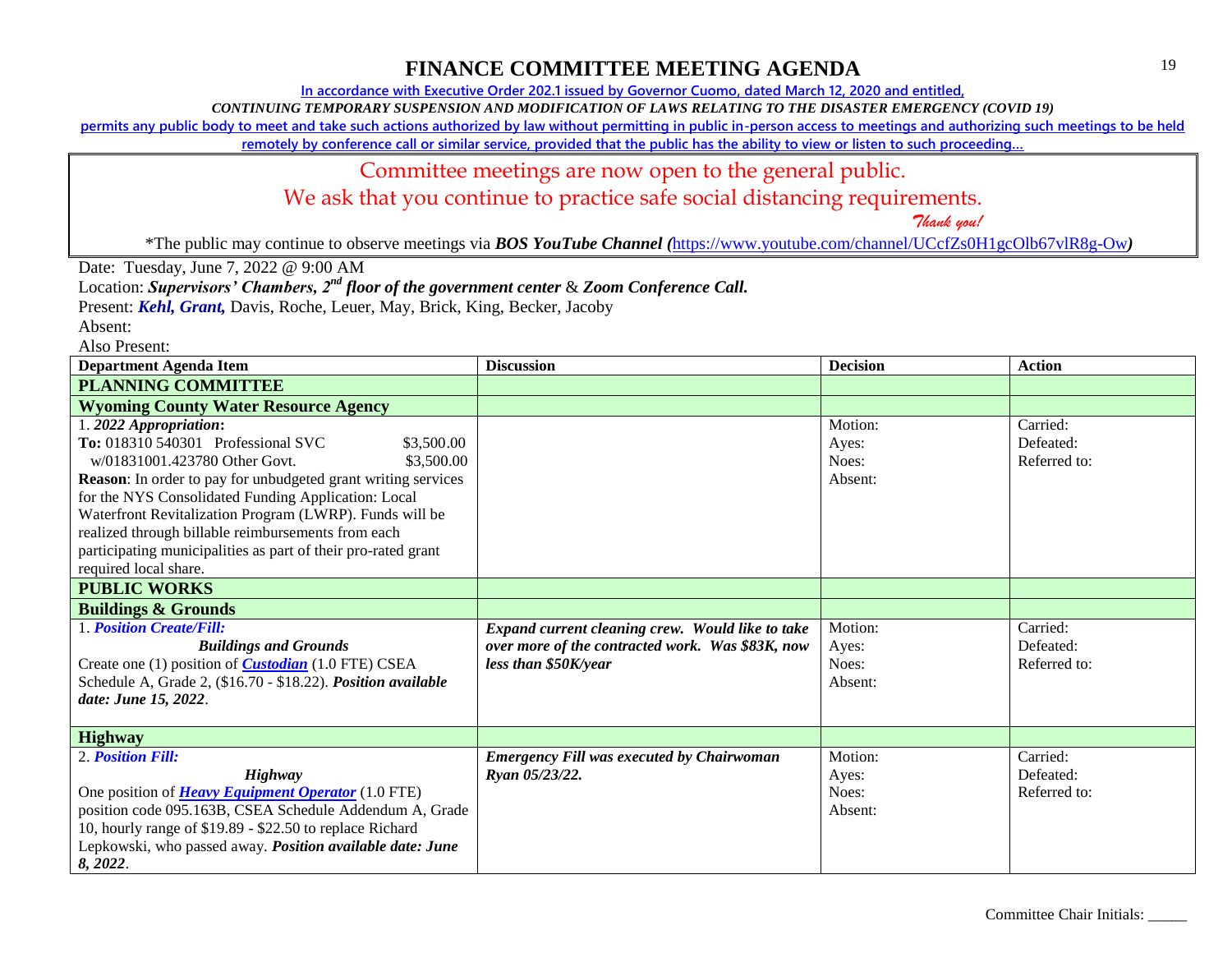# FINANCE COMMITTEE MEETING AGENDA

In accordance with Executive Order 202.1 issued by Governor Cuomo, dated March 12, 2020 and entitled,

*CONTINUING TEMPORARY SUSPENSION AND MODIFICATION OF LAWS RELATING TO THE DISASTER EMERGENCY (COVID 19)*

permits any public body to meet and take such actions authorized by law without permitting in public in-person access to meetings and authorizing such meetings to be held remotely by conference call or similar service, provided that the public has the ability to view or listen to such proceeding…

Committee meetings are now open to the general public.

We ask that you continue to practice safe social distancing requirements.

*Thank you!*

*The public may continue to observe meetings via ***BOS YouTube Channel (***https://www.youtube.com/channel/UCcfZs0H1gcOlb67vlR8g-Ow***)***

Date: Tuesday, June 7, 2022 @ 9:00 AM

Location: ***Supervisors' Chambers, 2nd floor of the government center*** & ***Zoom Conference Call.***

Present: ***Kehl, Grant,*** Davis, Roche, Leuer, May, Brick, King, Becker, Jacoby

Absent:

Also Present:

| Department Agenda Item | Discussion | Decision | Action |
|---|---|---|---|
| **PLANNING COMMITTEE** | | | |
| **Wyoming County Water Resource Agency** | | | |
| 1. ***2022 Appropriation*:**<br>**To:** 018310 540301 Professional SVC $3,500.00<br>w/01831001.423780 Other Govt. $3,500.00<br>**Reason**: In order to pay for unbudgeted grant writing services for the NYS Consolidated Funding Application: Local Waterfront Revitalization Program (LWRP). Funds will be realized through billable reimbursements from each participating municipalities as part of their pro-rated grant required local share. | | Motion:<br>Ayes:<br>Noes:<br>Absent: | Carried:<br>Defeated:<br>Referred to: |
| **PUBLIC WORKS** | | | |
| **Buildings & Grounds** | | | |
| 1. ***Position Create/Fill:***<br>***Buildings and Grounds***<br>Create one (1) position of ***Custodian*** (1.0 FTE) CSEA Schedule A, Grade 2, ($16.70 - $18.22). ***Position available date: June 15, 2022***. | ***Expand current cleaning crew. Would like to take over more of the contracted work. Was $83K, now less than $50K/year*** | Motion:<br>Ayes:<br>Noes:<br>Absent: | Carried:<br>Defeated:<br>Referred to: |
| **Highway** | | | |
| 2. ***Position Fill:***<br>***Highway***<br>One position of ***Heavy Equipment Operator*** (1.0 FTE) position code 095.163B, CSEA Schedule Addendum A, Grade 10, hourly range of $19.89 - $22.50 to replace Richard Lepkowski, who passed away. ***Position available date: June 8, 2022***. | ***Emergency Fill was executed by Chairwoman Ryan 05/23/22.*** | Motion:<br>Ayes:<br>Noes:<br>Absent: | Carried:<br>Defeated:<br>Referred to: |

Committee Chair Initials: _____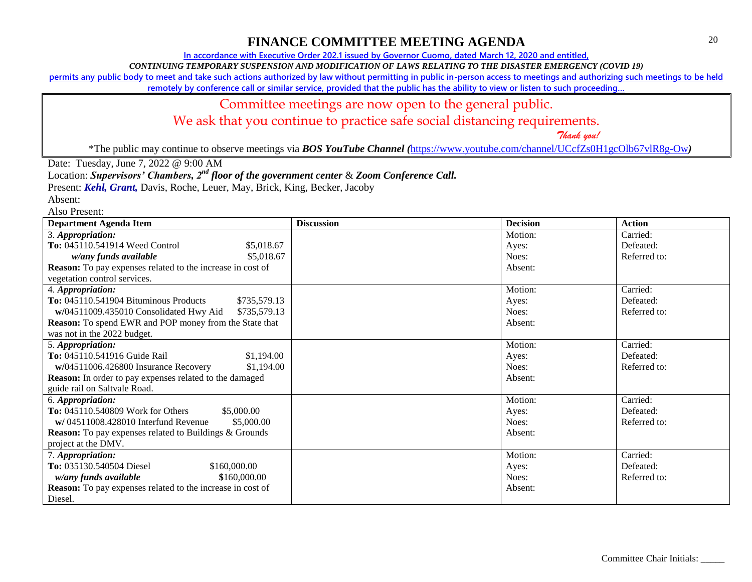# FINANCE COMMITTEE MEETING AGENDA

In accordance with Executive Order 202.1 issued by Governor Cuomo, dated March 12, 2020 and entitled,

*CONTINUING TEMPORARY SUSPENSION AND MODIFICATION OF LAWS RELATING TO THE DISASTER EMERGENCY (COVID 19)*

permits any public body to meet and take such actions authorized by law without permitting in public in-person access to meetings and authorizing such meetings to be held remotely by conference call or similar service, provided that the public has the ability to view or listen to such proceeding…

Committee meetings are now open to the general public.

We ask that you continue to practice safe social distancing requirements.

*Thank you!*

*The public may continue to observe meetings via ***BOS YouTube Channel (**https://www.youtube.com/channel/UCcfZs0H1gcOlb67vlR8g-Ow**)**

Date: Tuesday, June 7, 2022 @ 9:00 AM

Location: ***Supervisors' Chambers, 2nd floor of the government center*** & ***Zoom Conference Call.***

Present: ***Kehl, Grant,*** Davis, Roche, Leuer, May, Brick, King, Becker, Jacoby

Absent:

Also Present:

| Department Agenda Item | Discussion | Decision | Action |
|---|---|---|---|
| 3. ***Appropriation:***<br>**To:** 045110.541914 Weed Control $5,018.67<br>***w/any funds available*** $5,018.67<br>**Reason:** To pay expenses related to the increase in cost of vegetation control services. | | Motion:<br>Ayes:<br>Noes:<br>Absent: | Carried:<br>Defeated:<br>Referred to: |
| 4. ***Appropriation:***<br>**To:** 045110.541904 Bituminous Products $735,579.13<br>**w/**04511009.435010 Consolidated Hwy Aid $735,579.13<br>**Reason:** To spend EWR and POP money from the State that was not in the 2022 budget. | | Motion:<br>Ayes:<br>Noes:<br>Absent: | Carried:<br>Defeated:<br>Referred to: |
| 5. ***Appropriation:***<br>**To:** 045110.541916 Guide Rail $1,194.00<br>**w/**04511006.426800 Insurance Recovery $1,194.00<br>**Reason:** In order to pay expenses related to the damaged guide rail on Saltvale Road. | | Motion:<br>Ayes:<br>Noes:<br>Absent: | Carried:<br>Defeated:<br>Referred to: |
| 6. ***Appropriation:***<br>**To:** 045110.540809 Work for Others $5,000.00<br>**w/** 04511008.428010 Interfund Revenue $5,000.00<br>**Reason:** To pay expenses related to Buildings & Grounds project at the DMV. | | Motion:<br>Ayes:<br>Noes:<br>Absent: | Carried:<br>Defeated:<br>Referred to: |
| 7. ***Appropriation:***<br>**To:** 035130.540504 Diesel $160,000.00<br>***w/any funds available*** **$**160,000.00<br>**Reason:** To pay expenses related to the increase in cost of Diesel. | | Motion:<br>Ayes:<br>Noes:<br>Absent: | Carried:<br>Defeated:<br>Referred to: |

Committee Chair Initials: _____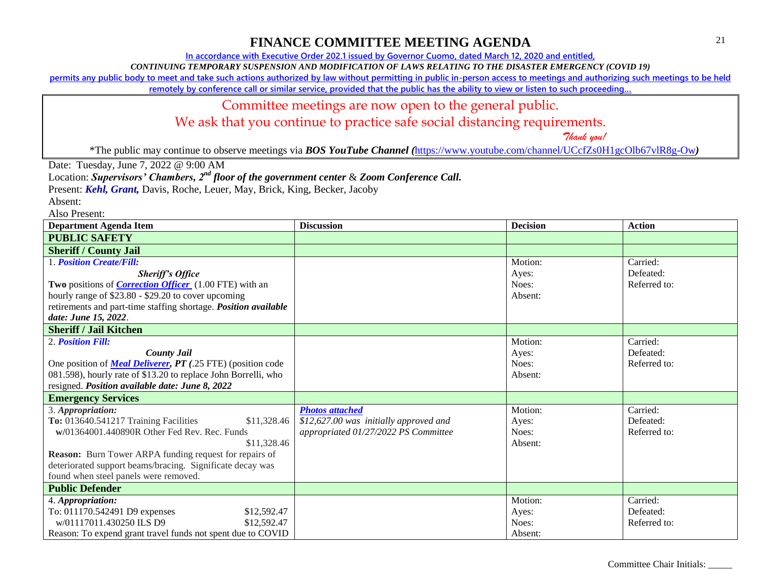# FINANCE COMMITTEE MEETING AGENDA

In accordance with Executive Order 202.1 issued by Governor Cuomo, dated March 12, 2020 and entitled,

*CONTINUING TEMPORARY SUSPENSION AND MODIFICATION OF LAWS RELATING TO THE DISASTER EMERGENCY (COVID 19)*

permits any public body to meet and take such actions authorized by law without permitting in public in-person access to meetings and authorizing such meetings to be held remotely by conference call or similar service, provided that the public has the ability to view or listen to such proceeding…

Committee meetings are now open to the general public.

We ask that you continue to practice safe social distancing requirements.

*Thank you!*

*The public may continue to observe meetings via ***BOS YouTube Channel (***https://www.youtube.com/channel/UCcfZs0H1gcOlb67vlR8g-Ow***)***

Date: Tuesday, June 7, 2022 @ 9:00 AM

Location: ***Supervisors' Chambers, 2nd floor of the government center*** & ***Zoom Conference Call.***

Present: ***Kehl, Grant,*** Davis, Roche, Leuer, May, Brick, King, Becker, Jacoby

Absent:

Also Present:

| Department Agenda Item | Discussion | Decision | Action |
|---|---|---|---|
| **PUBLIC SAFETY** | | | |
| **Sheriff / County Jail** | | | |
| 1. ***Position Create/Fill:*** ***Sheriff's Office*** **Two** positions of ***Correction Officer*** (1.00 FTE) with an hourly range of $23.80 - $29.20 to cover upcoming retirements and part-time staffing shortage. ***Position available date: June 15, 2022***. | | Motion: Ayes: Noes: Absent: | Carried: Defeated: Referred to: |
| **Sheriff / Jail Kitchen** | | | |
| 2. ***Position Fill:*** ***County Jail*** One position of ***Meal Deliverer, PT (***.25 FTE) (position code 081.598), hourly rate of $13.20 to replace John Borrelli, who resigned. ***Position available date: June 8, 2022*** | | Motion: Ayes: Noes: Absent: | Carried: Defeated: Referred to: |
| **Emergency Services** | | | |
| 3. *Appropriation:* **To:** 013640.541217 Training Facilities $11,328.46 **w/**01364001.440890R Other Fed Rev. Rec. Funds $11,328.46 **Reason:** Burn Tower ARPA funding request for repairs of deteriorated support beams/bracing. Significate decay was found when steel panels were removed. | ***Photos attached*** *$12,627.00 was initially approved and appropriated 01/27/2022 PS Committee* | Motion: Ayes: Noes: Absent: | Carried: Defeated: Referred to: |
| **Public Defender** | | | |
| 4. *Appropriation:* To: 011170.542491 D9 expenses $12,592.47 w/01117011.430250 ILS D9 $12,592.47 Reason: To expend grant travel funds not spent due to COVID | | Motion: Ayes: Noes: Absent: | Carried: Defeated: Referred to: |

Committee Chair Initials: _____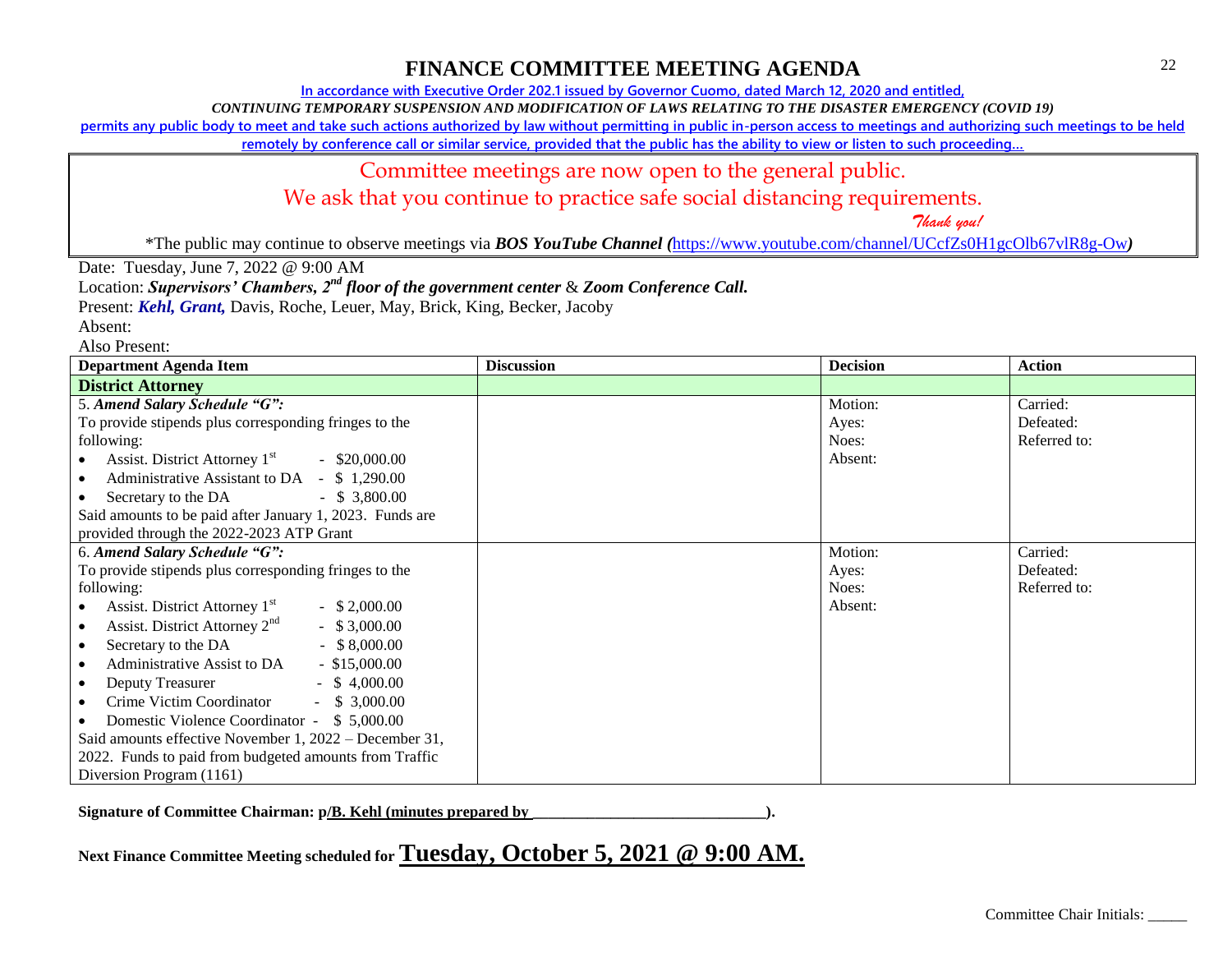# FINANCE COMMITTEE MEETING AGENDA

In accordance with Executive Order 202.1 issued by Governor Cuomo, dated March 12, 2020 and entitled,

*CONTINUING TEMPORARY SUSPENSION AND MODIFICATION OF LAWS RELATING TO THE DISASTER EMERGENCY (COVID 19)*

permits any public body to meet and take such actions authorized by law without permitting in public in-person access to meetings and authorizing such meetings to be held remotely by conference call or similar service, provided that the public has the ability to view or listen to such proceeding…

Committee meetings are now open to the general public.

We ask that you continue to practice safe social distancing requirements.

*Thank you!*

*The public may continue to observe meetings via ***BOS YouTube Channel (***https://www.youtube.com/channel/UCcfZs0H1gcOlb67vlR8g-Ow***)***

Date: Tuesday, June 7, 2022 @ 9:00 AM

Location: ***Supervisors' Chambers, 2nd floor of the government center*** & ***Zoom Conference Call.***

Present: ***Kehl, Grant,*** Davis, Roche, Leuer, May, Brick, King, Becker, Jacoby

Absent:

Also Present:

| Department Agenda Item | Discussion | Decision | Action |
|---|---|---|---|
| **District Attorney** | | | |
| 5. ***Amend Salary Schedule "G":***<br>To provide stipends plus corresponding fringes to the following:<br>• Assist. District Attorney 1st - $20,000.00<br>• Administrative Assistant to DA - $ 1,290.00<br>• Secretary to the DA - $ 3,800.00<br>Said amounts to be paid after January 1, 2023. Funds are provided through the 2022-2023 ATP Grant | | Motion:<br>Ayes:<br>Noes:<br>Absent: | Carried:<br>Defeated:<br>Referred to: |
| 6. ***Amend Salary Schedule "G":***<br>To provide stipends plus corresponding fringes to the following:<br>• Assist. District Attorney 1st - $ 2,000.00<br>• Assist. District Attorney 2nd - $ 3,000.00<br>• Secretary to the DA - $ 8,000.00<br>• Administrative Assist to DA - $15,000.00<br>• Deputy Treasurer - $ 4,000.00<br>• Crime Victim Coordinator - $ 3,000.00<br>• Domestic Violence Coordinator - $ 5,000.00<br>Said amounts effective November 1, 2022 – December 31, 2022. Funds to paid from budgeted amounts from Traffic Diversion Program (1161) | | Motion:<br>Ayes:<br>Noes:<br>Absent: | Carried:<br>Defeated:<br>Referred to: |

**Signature of Committee Chairman: p/B. Kehl (minutes prepared by \_\_\_\_\_\_\_\_\_\_\_\_\_\_\_\_\_\_\_\_\_\_\_\_\_\_\_\_\_).**

**Next Finance Committee Meeting scheduled for Tuesday, October 5, 2021 @ 9:00 AM.**

Committee Chair Initials: \_\_\_\_\_